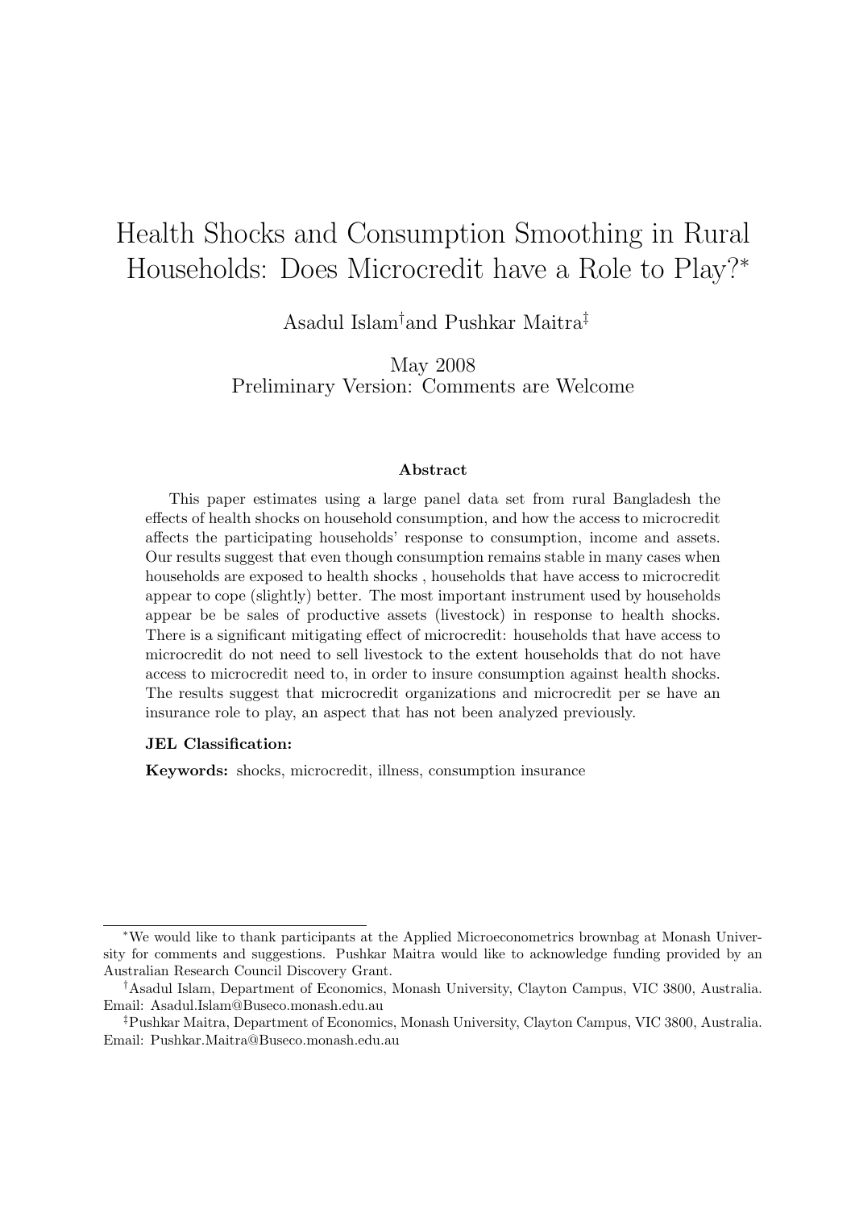# Health Shocks and Consumption Smoothing in Rural Households: Does Microcredit have a Role to Play?[*]

Asadul Islam[†] and Pushkar Maitra[‡]

May 2008
Preliminary Version: Comments are Welcome

## Abstract

This paper estimates using a large panel data set from rural Bangladesh the effects of health shocks on household consumption, and how the access to microcredit affects the participating households' response to consumption, income and assets. Our results suggest that even though consumption remains stable in many cases when households are exposed to health shocks , households that have access to microcredit appear to cope (slightly) better. The most important instrument used by households appear be be sales of productive assets (livestock) in response to health shocks. There is a significant mitigating effect of microcredit: households that have access to microcredit do not need to sell livestock to the extent households that do not have access to microcredit need to, in order to insure consumption against health shocks. The results suggest that microcredit organizations and microcredit per se have an insurance role to play, an aspect that has not been analyzed previously.

**JEL Classification:**

**Keywords:** shocks, microcredit, illness, consumption insurance

---

[*] We would like to thank participants at the Applied Microeconometrics brownbag at Monash University for comments and suggestions. Pushkar Maitra would like to acknowledge funding provided by an Australian Research Council Discovery Grant.

[†] Asadul Islam, Department of Economics, Monash University, Clayton Campus, VIC 3800, Australia. Email: Asadul.Islam@Buseco.monash.edu.au

[‡] Pushkar Maitra, Department of Economics, Monash University, Clayton Campus, VIC 3800, Australia. Email: Pushkar.Maitra@Buseco.monash.edu.au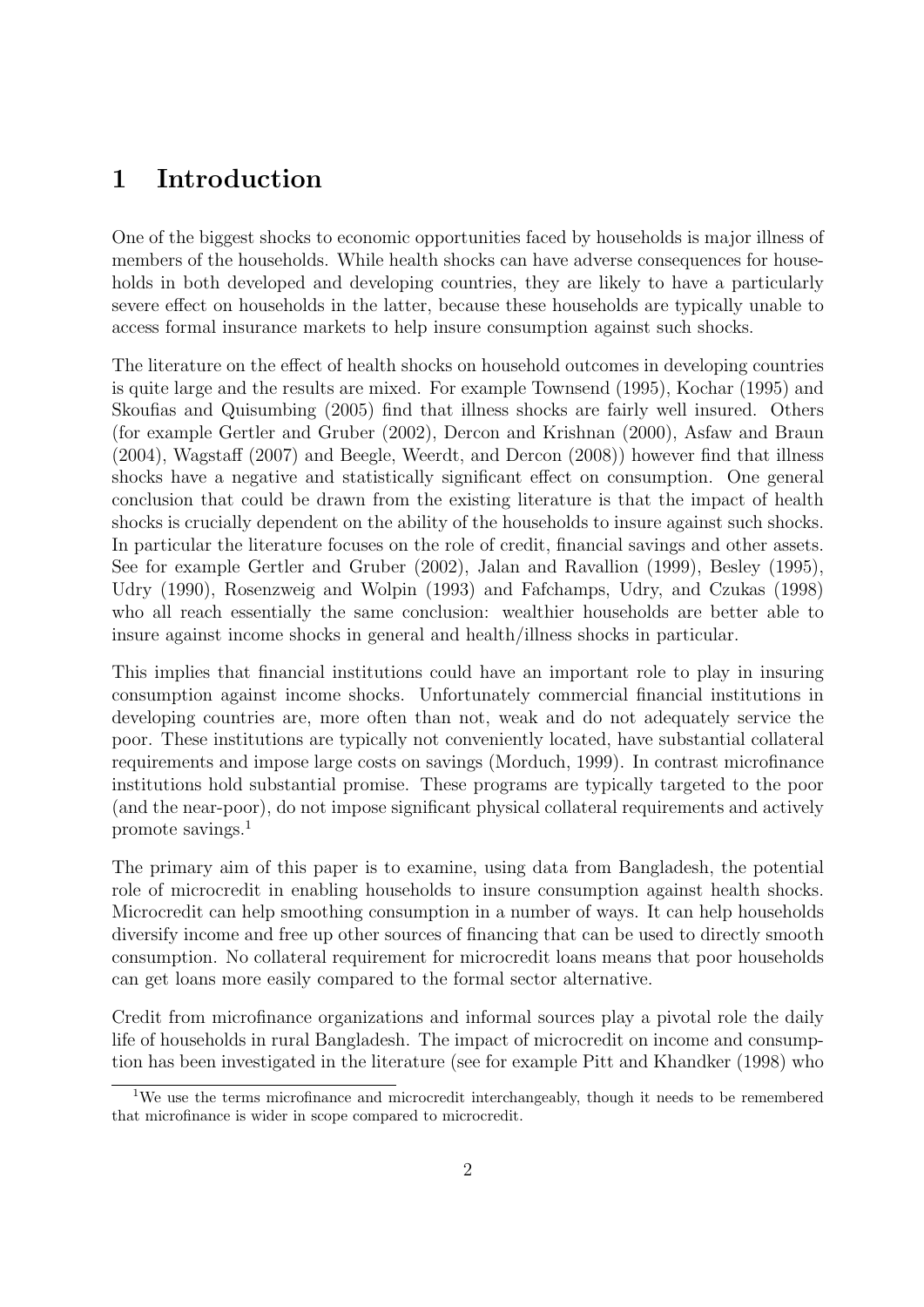# 1 Introduction

One of the biggest shocks to economic opportunities faced by households is major illness of members of the households. While health shocks can have adverse consequences for households in both developed and developing countries, they are likely to have a particularly severe effect on households in the latter, because these households are typically unable to access formal insurance markets to help insure consumption against such shocks.

The literature on the effect of health shocks on household outcomes in developing countries is quite large and the results are mixed. For example Townsend (1995), Kochar (1995) and Skoufias and Quisumbing (2005) find that illness shocks are fairly well insured. Others (for example Gertler and Gruber (2002), Dercon and Krishnan (2000), Asfaw and Braun (2004), Wagstaff (2007) and Beegle, Weerdt, and Dercon (2008)) however find that illness shocks have a negative and statistically significant effect on consumption. One general conclusion that could be drawn from the existing literature is that the impact of health shocks is crucially dependent on the ability of the households to insure against such shocks. In particular the literature focuses on the role of credit, financial savings and other assets. See for example Gertler and Gruber (2002), Jalan and Ravallion (1999), Besley (1995), Udry (1990), Rosenzweig and Wolpin (1993) and Fafchamps, Udry, and Czukas (1998) who all reach essentially the same conclusion: wealthier households are better able to insure against income shocks in general and health/illness shocks in particular.

This implies that financial institutions could have an important role to play in insuring consumption against income shocks. Unfortunately commercial financial institutions in developing countries are, more often than not, weak and do not adequately service the poor. These institutions are typically not conveniently located, have substantial collateral requirements and impose large costs on savings (Morduch, 1999). In contrast microfinance institutions hold substantial promise. These programs are typically targeted to the poor (and the near-poor), do not impose significant physical collateral requirements and actively promote savings.[1]

The primary aim of this paper is to examine, using data from Bangladesh, the potential role of microcredit in enabling households to insure consumption against health shocks. Microcredit can help smoothing consumption in a number of ways. It can help households diversify income and free up other sources of financing that can be used to directly smooth consumption. No collateral requirement for microcredit loans means that poor households can get loans more easily compared to the formal sector alternative.

Credit from microfinance organizations and informal sources play a pivotal role the daily life of households in rural Bangladesh. The impact of microcredit on income and consumption has been investigated in the literature (see for example Pitt and Khandker (1998) who

[1] We use the terms microfinance and microcredit interchangeably, though it needs to be remembered that microfinance is wider in scope compared to microcredit.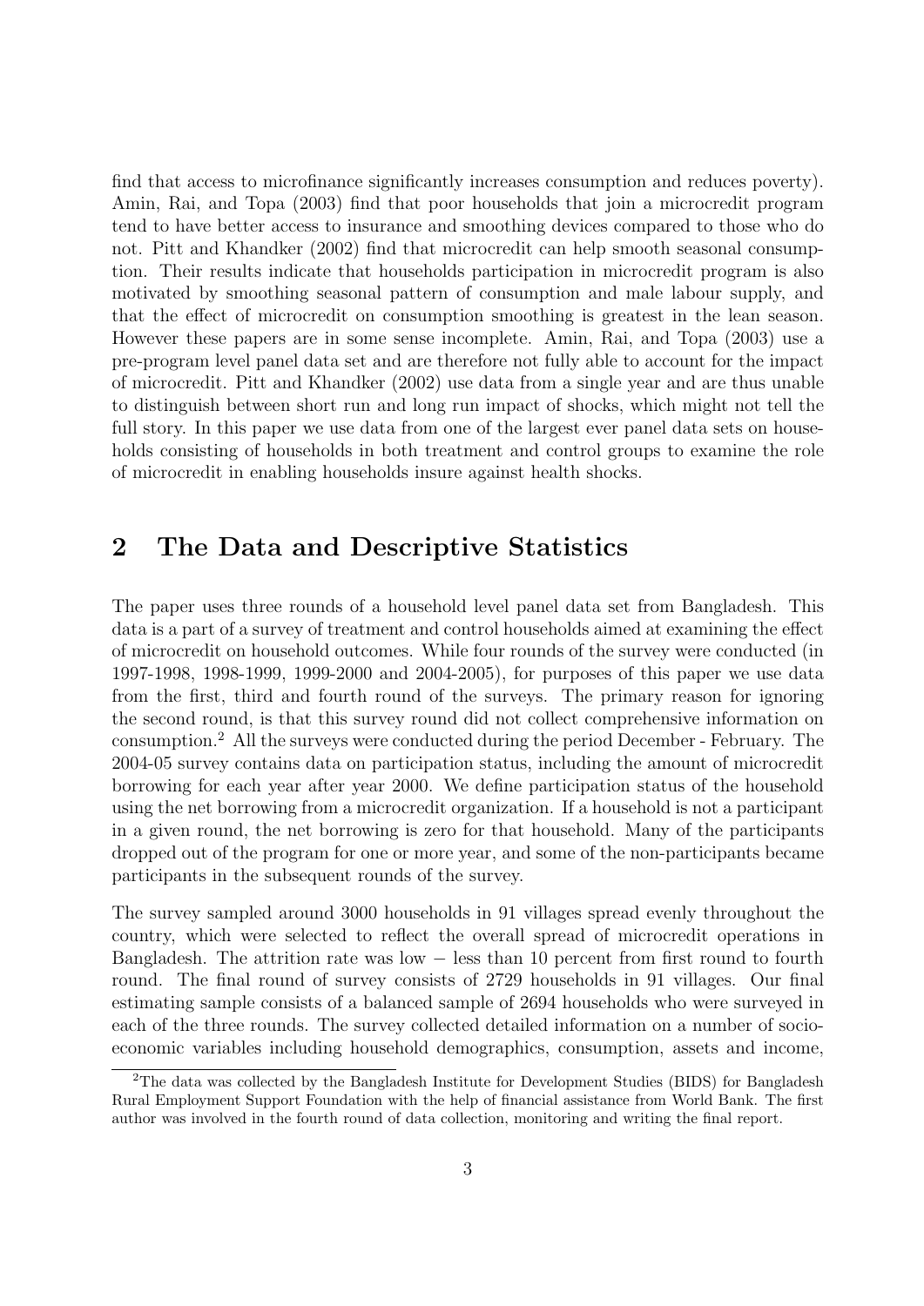find that access to microfinance significantly increases consumption and reduces poverty). Amin, Rai, and Topa (2003) find that poor households that join a microcredit program tend to have better access to insurance and smoothing devices compared to those who do not. Pitt and Khandker (2002) find that microcredit can help smooth seasonal consumption. Their results indicate that households participation in microcredit program is also motivated by smoothing seasonal pattern of consumption and male labour supply, and that the effect of microcredit on consumption smoothing is greatest in the lean season. However these papers are in some sense incomplete. Amin, Rai, and Topa (2003) use a pre-program level panel data set and are therefore not fully able to account for the impact of microcredit. Pitt and Khandker (2002) use data from a single year and are thus unable to distinguish between short run and long run impact of shocks, which might not tell the full story. In this paper we use data from one of the largest ever panel data sets on households consisting of households in both treatment and control groups to examine the role of microcredit in enabling households insure against health shocks.

## 2 The Data and Descriptive Statistics

The paper uses three rounds of a household level panel data set from Bangladesh. This data is a part of a survey of treatment and control households aimed at examining the effect of microcredit on household outcomes. While four rounds of the survey were conducted (in 1997-1998, 1998-1999, 1999-2000 and 2004-2005), for purposes of this paper we use data from the first, third and fourth round of the surveys. The primary reason for ignoring the second round, is that this survey round did not collect comprehensive information on consumption.[2] All the surveys were conducted during the period December - February. The 2004-05 survey contains data on participation status, including the amount of microcredit borrowing for each year after year 2000. We define participation status of the household using the net borrowing from a microcredit organization. If a household is not a participant in a given round, the net borrowing is zero for that household. Many of the participants dropped out of the program for one or more year, and some of the non-participants became participants in the subsequent rounds of the survey.

The survey sampled around 3000 households in 91 villages spread evenly throughout the country, which were selected to reflect the overall spread of microcredit operations in Bangladesh. The attrition rate was low − less than 10 percent from first round to fourth round. The final round of survey consists of 2729 households in 91 villages. Our final estimating sample consists of a balanced sample of 2694 households who were surveyed in each of the three rounds. The survey collected detailed information on a number of socio-economic variables including household demographics, consumption, assets and income,

[2] The data was collected by the Bangladesh Institute for Development Studies (BIDS) for Bangladesh Rural Employment Support Foundation with the help of financial assistance from World Bank. The first author was involved in the fourth round of data collection, monitoring and writing the final report.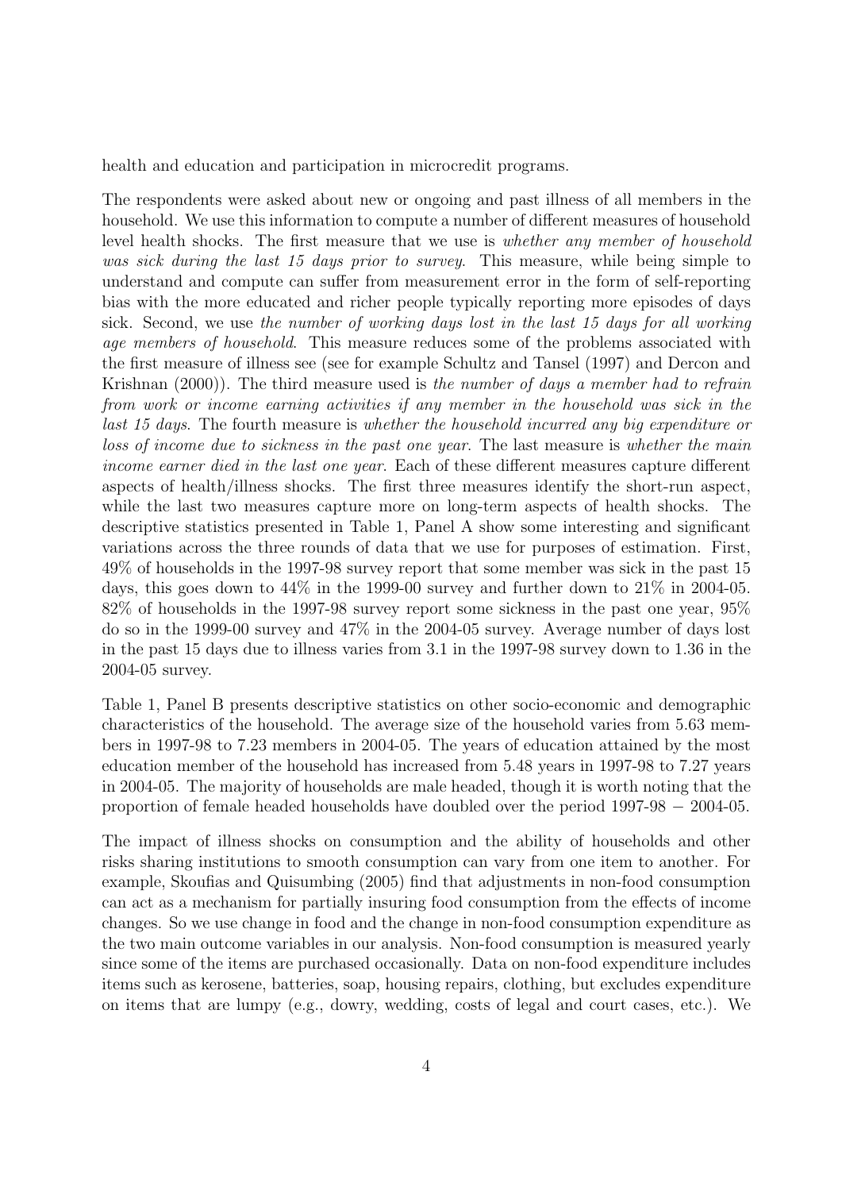health and education and participation in microcredit programs.

The respondents were asked about new or ongoing and past illness of all members in the household. We use this information to compute a number of different measures of household level health shocks. The first measure that we use is *whether any member of household was sick during the last 15 days prior to survey*. This measure, while being simple to understand and compute can suffer from measurement error in the form of self-reporting bias with the more educated and richer people typically reporting more episodes of days sick. Second, we use *the number of working days lost in the last 15 days for all working age members of household*. This measure reduces some of the problems associated with the first measure of illness see (see for example Schultz and Tansel (1997) and Dercon and Krishnan (2000)). The third measure used is *the number of days a member had to refrain from work or income earning activities if any member in the household was sick in the last 15 days*. The fourth measure is *whether the household incurred any big expenditure or loss of income due to sickness in the past one year*. The last measure is *whether the main income earner died in the last one year*. Each of these different measures capture different aspects of health/illness shocks. The first three measures identify the short-run aspect, while the last two measures capture more on long-term aspects of health shocks. The descriptive statistics presented in Table 1, Panel A show some interesting and significant variations across the three rounds of data that we use for purposes of estimation. First, 49% of households in the 1997-98 survey report that some member was sick in the past 15 days, this goes down to 44% in the 1999-00 survey and further down to 21% in 2004-05. 82% of households in the 1997-98 survey report some sickness in the past one year, 95% do so in the 1999-00 survey and 47% in the 2004-05 survey. Average number of days lost in the past 15 days due to illness varies from 3.1 in the 1997-98 survey down to 1.36 in the 2004-05 survey.

Table 1, Panel B presents descriptive statistics on other socio-economic and demographic characteristics of the household. The average size of the household varies from 5.63 members in 1997-98 to 7.23 members in 2004-05. The years of education attained by the most education member of the household has increased from 5.48 years in 1997-98 to 7.27 years in 2004-05. The majority of households are male headed, though it is worth noting that the proportion of female headed households have doubled over the period 1997-98 − 2004-05.

The impact of illness shocks on consumption and the ability of households and other risks sharing institutions to smooth consumption can vary from one item to another. For example, Skoufias and Quisumbing (2005) find that adjustments in non-food consumption can act as a mechanism for partially insuring food consumption from the effects of income changes. So we use change in food and the change in non-food consumption expenditure as the two main outcome variables in our analysis. Non-food consumption is measured yearly since some of the items are purchased occasionally. Data on non-food expenditure includes items such as kerosene, batteries, soap, housing repairs, clothing, but excludes expenditure on items that are lumpy (e.g., dowry, wedding, costs of legal and court cases, etc.). We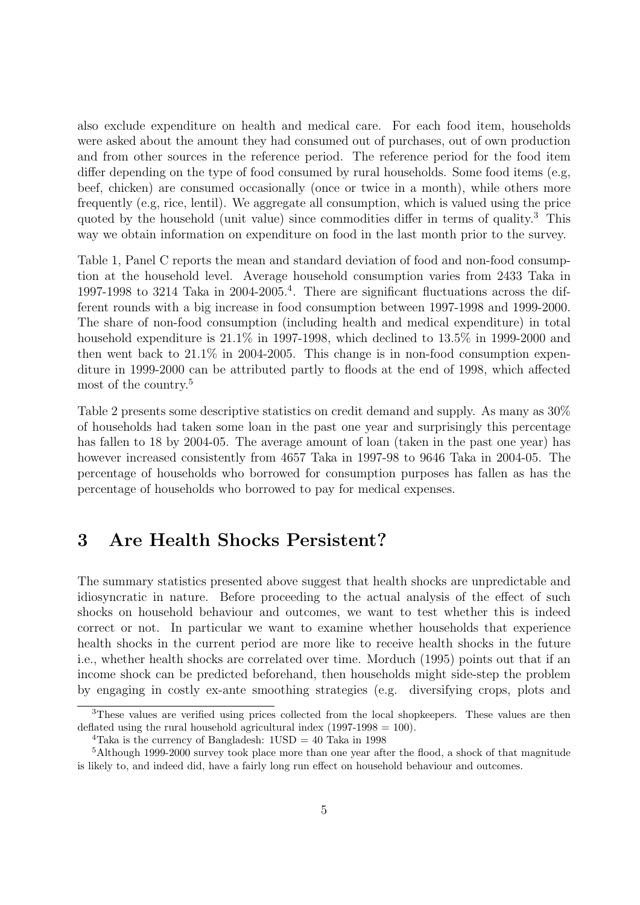also exclude expenditure on health and medical care. For each food item, households were asked about the amount they had consumed out of purchases, out of own production and from other sources in the reference period. The reference period for the food item differ depending on the type of food consumed by rural households. Some food items (e.g, beef, chicken) are consumed occasionally (once or twice in a month), while others more frequently (e.g, rice, lentil). We aggregate all consumption, which is valued using the price quoted by the household (unit value) since commodities differ in terms of quality.[3] This way we obtain information on expenditure on food in the last month prior to the survey.

Table 1, Panel C reports the mean and standard deviation of food and non-food consumption at the household level. Average household consumption varies from 2433 Taka in 1997-1998 to 3214 Taka in 2004-2005.[4]. There are significant fluctuations across the different rounds with a big increase in food consumption between 1997-1998 and 1999-2000. The share of non-food consumption (including health and medical expenditure) in total household expenditure is 21.1% in 1997-1998, which declined to 13.5% in 1999-2000 and then went back to 21.1% in 2004-2005. This change is in non-food consumption expenditure in 1999-2000 can be attributed partly to floods at the end of 1998, which affected most of the country.[5]

Table 2 presents some descriptive statistics on credit demand and supply. As many as 30% of households had taken some loan in the past one year and surprisingly this percentage has fallen to 18 by 2004-05. The average amount of loan (taken in the past one year) has however increased consistently from 4657 Taka in 1997-98 to 9646 Taka in 2004-05. The percentage of households who borrowed for consumption purposes has fallen as has the percentage of households who borrowed to pay for medical expenses.

## 3 Are Health Shocks Persistent?

The summary statistics presented above suggest that health shocks are unpredictable and idiosyncratic in nature. Before proceeding to the actual analysis of the effect of such shocks on household behaviour and outcomes, we want to test whether this is indeed correct or not. In particular we want to examine whether households that experience health shocks in the current period are more like to receive health shocks in the future i.e., whether health shocks are correlated over time. Morduch (1995) points out that if an income shock can be predicted beforehand, then households might side-step the problem by engaging in costly ex-ante smoothing strategies (e.g. diversifying crops, plots and

[3]These values are verified using prices collected from the local shopkeepers. These values are then deflated using the rural household agricultural index (1997-1998 = 100).

[4]Taka is the currency of Bangladesh: 1USD = 40 Taka in 1998

[5]Although 1999-2000 survey took place more than one year after the flood, a shock of that magnitude is likely to, and indeed did, have a fairly long run effect on household behaviour and outcomes.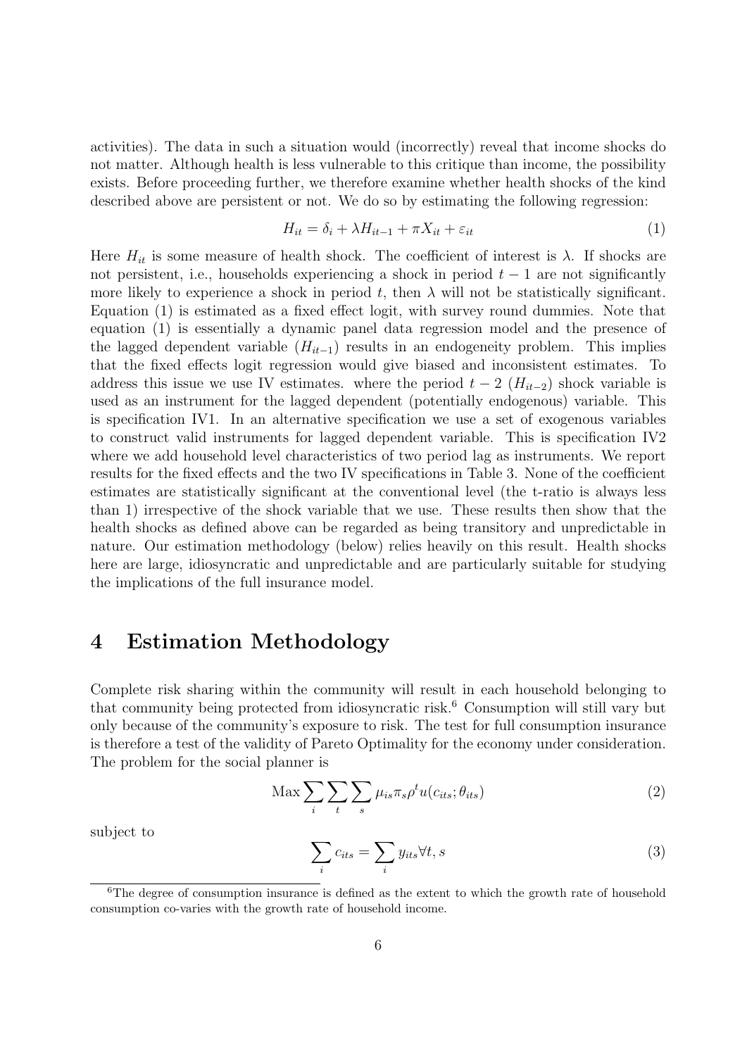activities). The data in such a situation would (incorrectly) reveal that income shocks do not matter. Although health is less vulnerable to this critique than income, the possibility exists. Before proceeding further, we therefore examine whether health shocks of the kind described above are persistent or not. We do so by estimating the following regression:

$$H_{it} = \delta_i + \lambda H_{it-1} + \pi X_{it} + \varepsilon_{it} \tag{1}$$

Here $H_{it}$ is some measure of health shock. The coefficient of interest is $\lambda$. If shocks are not persistent, i.e., households experiencing a shock in period $t-1$ are not significantly more likely to experience a shock in period $t$, then $\lambda$ will not be statistically significant. Equation (1) is estimated as a fixed effect logit, with survey round dummies. Note that equation (1) is essentially a dynamic panel data regression model and the presence of the lagged dependent variable ($H_{it-1}$) results in an endogeneity problem. This implies that the fixed effects logit regression would give biased and inconsistent estimates. To address this issue we use IV estimates. where the period $t-2$ ($H_{it-2}$) shock variable is used as an instrument for the lagged dependent (potentially endogenous) variable. This is specification IV1. In an alternative specification we use a set of exogenous variables to construct valid instruments for lagged dependent variable. This is specification IV2 where we add household level characteristics of two period lag as instruments. We report results for the fixed effects and the two IV specifications in Table 3. None of the coefficient estimates are statistically significant at the conventional level (the t-ratio is always less than 1) irrespective of the shock variable that we use. These results then show that the health shocks as defined above can be regarded as being transitory and unpredictable in nature. Our estimation methodology (below) relies heavily on this result. Health shocks here are large, idiosyncratic and unpredictable and are particularly suitable for studying the implications of the full insurance model.

## 4 Estimation Methodology

Complete risk sharing within the community will result in each household belonging to that community being protected from idiosyncratic risk.[6] Consumption will still vary but only because of the community's exposure to risk. The test for full consumption insurance is therefore a test of the validity of Pareto Optimality for the economy under consideration. The problem for the social planner is

$$\text{Max} \sum_i \sum_t \sum_s \mu_{is} \pi_s \rho^t u(c_{its}; \theta_{its}) \tag{2}$$

subject to

$$\sum_i c_{its} = \sum_i y_{its} \forall t, s \tag{3}$$

[6] The degree of consumption insurance is defined as the extent to which the growth rate of household consumption co-varies with the growth rate of household income.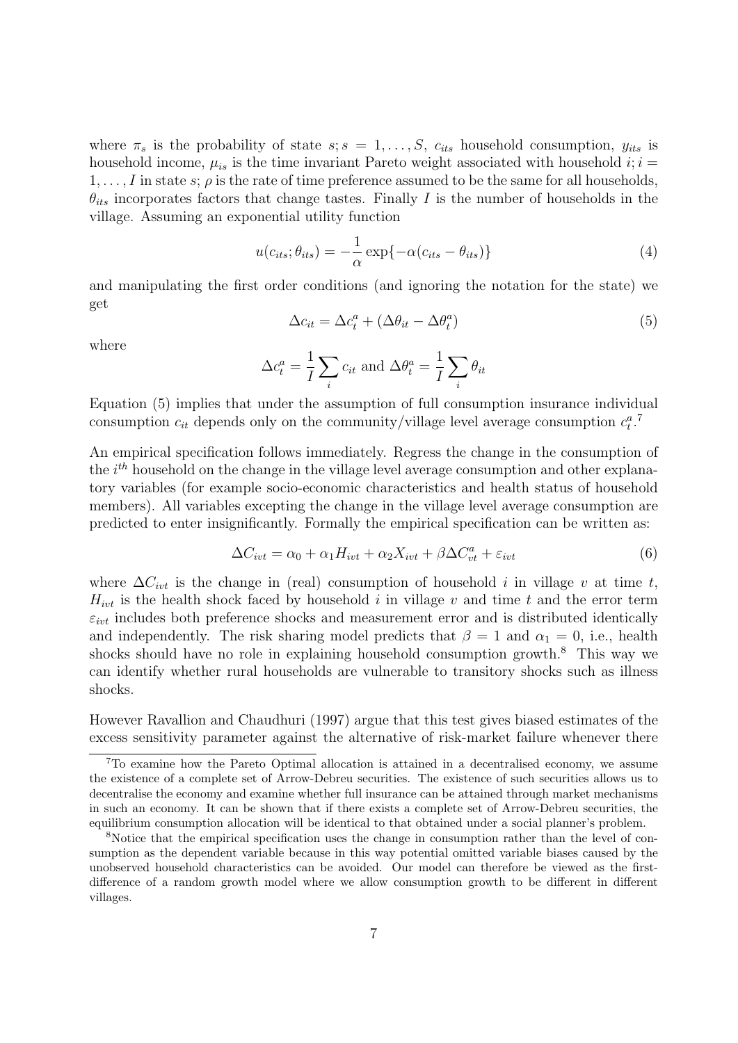where $\pi_s$ is the probability of state $s; s = 1, \ldots, S$, $c_{its}$ household consumption, $y_{its}$ is household income, $\mu_{is}$ is the time invariant Pareto weight associated with household $i; i = 1, \ldots, I$ in state $s$; $\rho$ is the rate of time preference assumed to be the same for all households, $\theta_{its}$ incorporates factors that change tastes. Finally $I$ is the number of households in the village. Assuming an exponential utility function

$$u(c_{its}; \theta_{its}) = -\frac{1}{\alpha} \exp\{-\alpha(c_{its} - \theta_{its})\} \tag{4}$$

and manipulating the first order conditions (and ignoring the notation for the state) we get

$$\Delta c_{it} = \Delta c_t^a + (\Delta \theta_{it} - \Delta \theta_t^a) \tag{5}$$

where

$$\Delta c_t^a = \frac{1}{I} \sum_i c_{it} \text{ and } \Delta \theta_t^a = \frac{1}{I} \sum_i \theta_{it}$$

Equation (5) implies that under the assumption of full consumption insurance individual consumption $c_{it}$ depends only on the community/village level average consumption $c_t^a$.[7]

An empirical specification follows immediately. Regress the change in the consumption of the $i^{th}$ household on the change in the village level average consumption and other explanatory variables (for example socio-economic characteristics and health status of household members). All variables excepting the change in the village level average consumption are predicted to enter insignificantly. Formally the empirical specification can be written as:

$$\Delta C_{ivt} = \alpha_0 + \alpha_1 H_{ivt} + \alpha_2 X_{ivt} + \beta \Delta C_{vt}^a + \varepsilon_{ivt} \tag{6}$$

where $\Delta C_{ivt}$ is the change in (real) consumption of household $i$ in village $v$ at time $t$, $H_{ivt}$ is the health shock faced by household $i$ in village $v$ and time $t$ and the error term $\varepsilon_{ivt}$ includes both preference shocks and measurement error and is distributed identically and independently. The risk sharing model predicts that $\beta = 1$ and $\alpha_1 = 0$, i.e., health shocks should have no role in explaining household consumption growth.[8] This way we can identify whether rural households are vulnerable to transitory shocks such as illness shocks.

However Ravallion and Chaudhuri (1997) argue that this test gives biased estimates of the excess sensitivity parameter against the alternative of risk-market failure whenever there

[7] To examine how the Pareto Optimal allocation is attained in a decentralised economy, we assume the existence of a complete set of Arrow-Debreu securities. The existence of such securities allows us to decentralise the economy and examine whether full insurance can be attained through market mechanisms in such an economy. It can be shown that if there exists a complete set of Arrow-Debreu securities, the equilibrium consumption allocation will be identical to that obtained under a social planner's problem.

[8] Notice that the empirical specification uses the change in consumption rather than the level of consumption as the dependent variable because in this way potential omitted variable biases caused by the unobserved household characteristics can be avoided. Our model can therefore be viewed as the first-difference of a random growth model where we allow consumption growth to be different in different villages.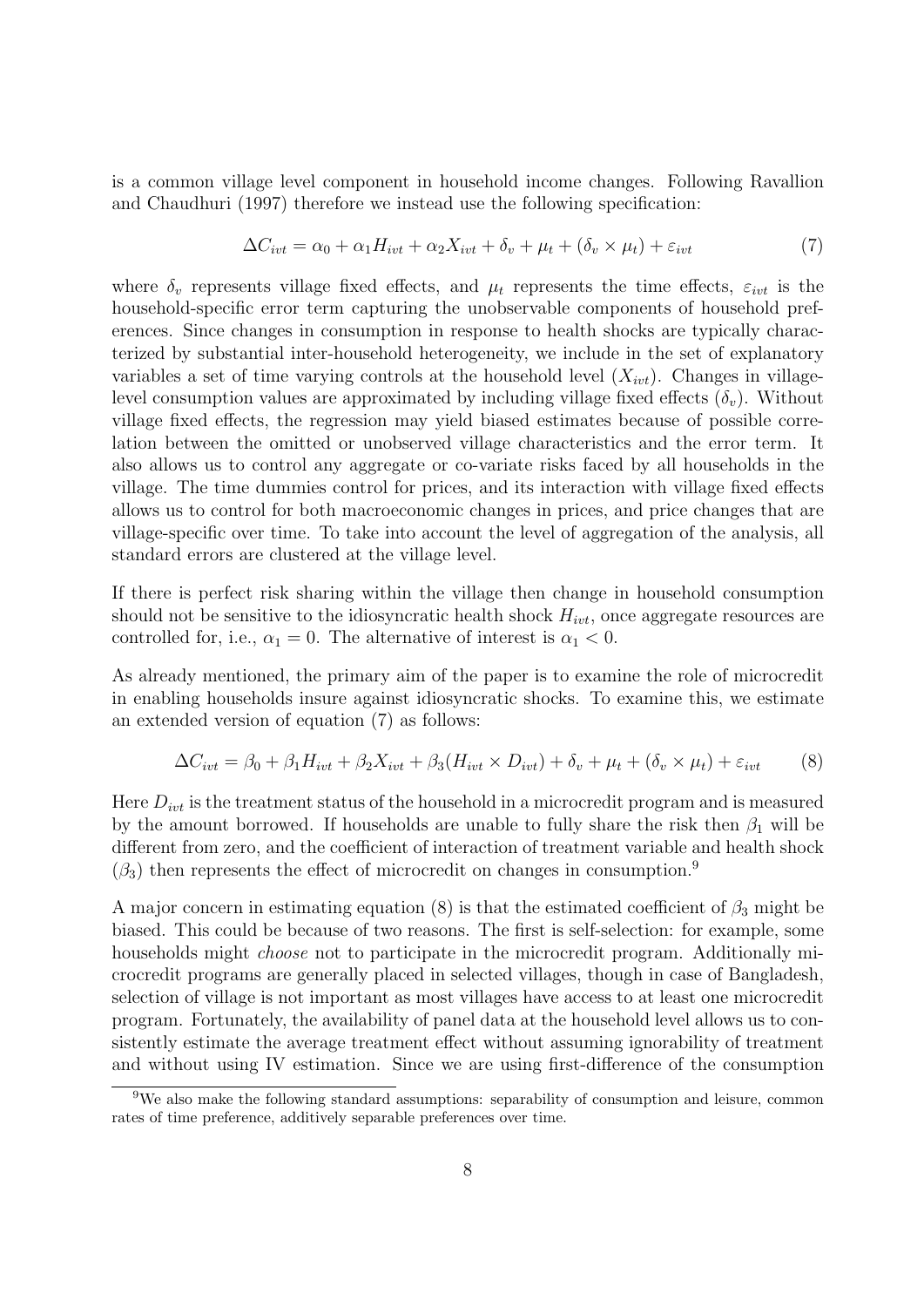is a common village level component in household income changes. Following Ravallion and Chaudhuri (1997) therefore we instead use the following specification:

$$\Delta C_{ivt} = \alpha_0 + \alpha_1 H_{ivt} + \alpha_2 X_{ivt} + \delta_v + \mu_t + (\delta_v \times \mu_t) + \varepsilon_{ivt} \tag{7}$$

where $\delta_v$ represents village fixed effects, and $\mu_t$ represents the time effects, $\varepsilon_{ivt}$ is the household-specific error term capturing the unobservable components of household preferences. Since changes in consumption in response to health shocks are typically characterized by substantial inter-household heterogeneity, we include in the set of explanatory variables a set of time varying controls at the household level ($X_{ivt}$). Changes in village-level consumption values are approximated by including village fixed effects ($\delta_v$). Without village fixed effects, the regression may yield biased estimates because of possible correlation between the omitted or unobserved village characteristics and the error term. It also allows us to control any aggregate or co-variate risks faced by all households in the village. The time dummies control for prices, and its interaction with village fixed effects allows us to control for both macroeconomic changes in prices, and price changes that are village-specific over time. To take into account the level of aggregation of the analysis, all standard errors are clustered at the village level.

If there is perfect risk sharing within the village then change in household consumption should not be sensitive to the idiosyncratic health shock $H_{ivt}$, once aggregate resources are controlled for, i.e., $\alpha_1 = 0$. The alternative of interest is $\alpha_1 < 0$.

As already mentioned, the primary aim of the paper is to examine the role of microcredit in enabling households insure against idiosyncratic shocks. To examine this, we estimate an extended version of equation (7) as follows:

$$\Delta C_{ivt} = \beta_0 + \beta_1 H_{ivt} + \beta_2 X_{ivt} + \beta_3 (H_{ivt} \times D_{ivt}) + \delta_v + \mu_t + (\delta_v \times \mu_t) + \varepsilon_{ivt} \tag{8}$$

Here $D_{ivt}$ is the treatment status of the household in a microcredit program and is measured by the amount borrowed. If households are unable to fully share the risk then $\beta_1$ will be different from zero, and the coefficient of interaction of treatment variable and health shock ($\beta_3$) then represents the effect of microcredit on changes in consumption.[9]

A major concern in estimating equation (8) is that the estimated coefficient of $\beta_3$ might be biased. This could be because of two reasons. The first is self-selection: for example, some households might *choose* not to participate in the microcredit program. Additionally microcredit programs are generally placed in selected villages, though in case of Bangladesh, selection of village is not important as most villages have access to at least one microcredit program. Fortunately, the availability of panel data at the household level allows us to consistently estimate the average treatment effect without assuming ignorability of treatment and without using IV estimation. Since we are using first-difference of the consumption

[9] We also make the following standard assumptions: separability of consumption and leisure, common rates of time preference, additively separable preferences over time.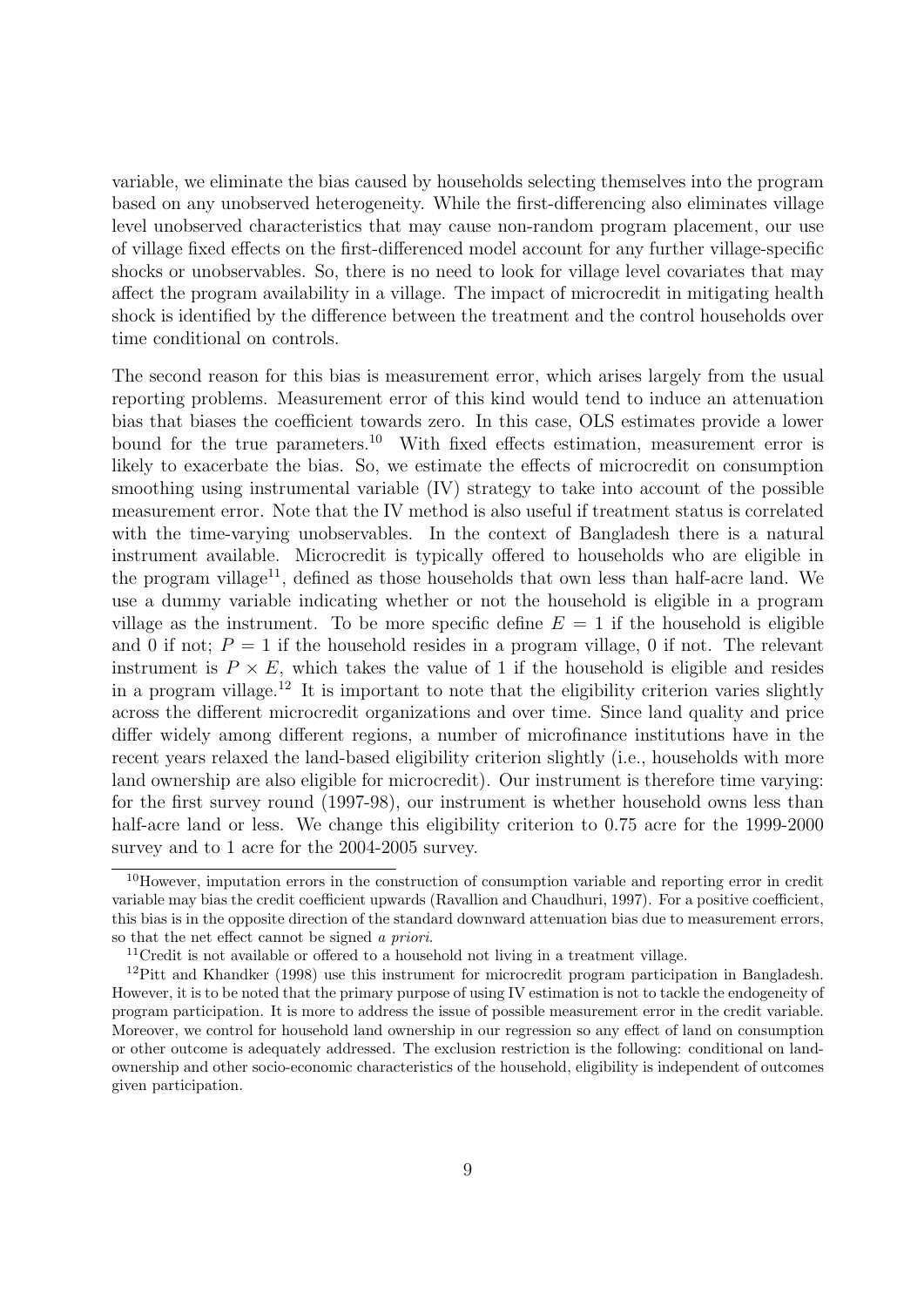variable, we eliminate the bias caused by households selecting themselves into the program based on any unobserved heterogeneity. While the first-differencing also eliminates village level unobserved characteristics that may cause non-random program placement, our use of village fixed effects on the first-differenced model account for any further village-specific shocks or unobservables. So, there is no need to look for village level covariates that may affect the program availability in a village. The impact of microcredit in mitigating health shock is identified by the difference between the treatment and the control households over time conditional on controls.

The second reason for this bias is measurement error, which arises largely from the usual reporting problems. Measurement error of this kind would tend to induce an attenuation bias that biases the coefficient towards zero. In this case, OLS estimates provide a lower bound for the true parameters.[10] With fixed effects estimation, measurement error is likely to exacerbate the bias. So, we estimate the effects of microcredit on consumption smoothing using instrumental variable (IV) strategy to take into account of the possible measurement error. Note that the IV method is also useful if treatment status is correlated with the time-varying unobservables. In the context of Bangladesh there is a natural instrument available. Microcredit is typically offered to households who are eligible in the program village[11], defined as those households that own less than half-acre land. We use a dummy variable indicating whether or not the household is eligible in a program village as the instrument. To be more specific define $E = 1$ if the household is eligible and 0 if not; $P = 1$ if the household resides in a program village, 0 if not. The relevant instrument is $P \times E$, which takes the value of 1 if the household is eligible and resides in a program village.[12] It is important to note that the eligibility criterion varies slightly across the different microcredit organizations and over time. Since land quality and price differ widely among different regions, a number of microfinance institutions have in the recent years relaxed the land-based eligibility criterion slightly (i.e., households with more land ownership are also eligible for microcredit). Our instrument is therefore time varying: for the first survey round (1997-98), our instrument is whether household owns less than half-acre land or less. We change this eligibility criterion to 0.75 acre for the 1999-2000 survey and to 1 acre for the 2004-2005 survey.

[10] However, imputation errors in the construction of consumption variable and reporting error in credit variable may bias the credit coefficient upwards (Ravallion and Chaudhuri, 1997). For a positive coefficient, this bias is in the opposite direction of the standard downward attenuation bias due to measurement errors, so that the net effect cannot be signed *a priori*.

[11] Credit is not available or offered to a household not living in a treatment village.

[12] Pitt and Khandker (1998) use this instrument for microcredit program participation in Bangladesh. However, it is to be noted that the primary purpose of using IV estimation is not to tackle the endogeneity of program participation. It is more to address the issue of possible measurement error in the credit variable. Moreover, we control for household land ownership in our regression so any effect of land on consumption or other outcome is adequately addressed. The exclusion restriction is the following: conditional on land-ownership and other socio-economic characteristics of the household, eligibility is independent of outcomes given participation.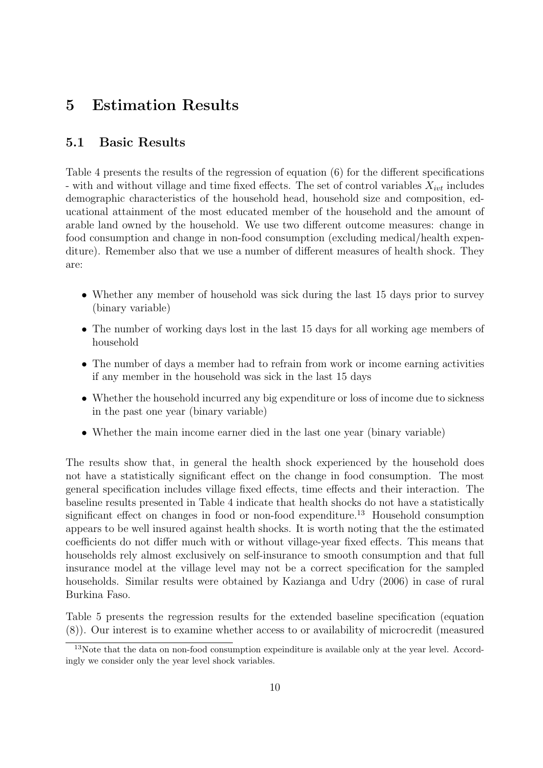# 5 Estimation Results

## 5.1 Basic Results

Table 4 presents the results of the regression of equation (6) for the different specifications - with and without village and time fixed effects. The set of control variables $X_{ivt}$ includes demographic characteristics of the household head, household size and composition, educational attainment of the most educated member of the household and the amount of arable land owned by the household. We use two different outcome measures: change in food consumption and change in non-food consumption (excluding medical/health expenditure). Remember also that we use a number of different measures of health shock. They are:

- Whether any member of household was sick during the last 15 days prior to survey (binary variable)
- The number of working days lost in the last 15 days for all working age members of household
- The number of days a member had to refrain from work or income earning activities if any member in the household was sick in the last 15 days
- Whether the household incurred any big expenditure or loss of income due to sickness in the past one year (binary variable)
- Whether the main income earner died in the last one year (binary variable)

The results show that, in general the health shock experienced by the household does not have a statistically significant effect on the change in food consumption. The most general specification includes village fixed effects, time effects and their interaction. The baseline results presented in Table 4 indicate that health shocks do not have a statistically significant effect on changes in food or non-food expenditure.[13] Household consumption appears to be well insured against health shocks. It is worth noting that the the estimated coefficients do not differ much with or without village-year fixed effects. This means that households rely almost exclusively on self-insurance to smooth consumption and that full insurance model at the village level may not be a correct specification for the sampled households. Similar results were obtained by Kazianga and Udry (2006) in case of rural Burkina Faso.

Table 5 presents the regression results for the extended baseline specification (equation (8)). Our interest is to examine whether access to or availability of microcredit (measured

[13]Note that the data on non-food consumption expeinditure is available only at the year level. Accordingly we consider only the year level shock variables.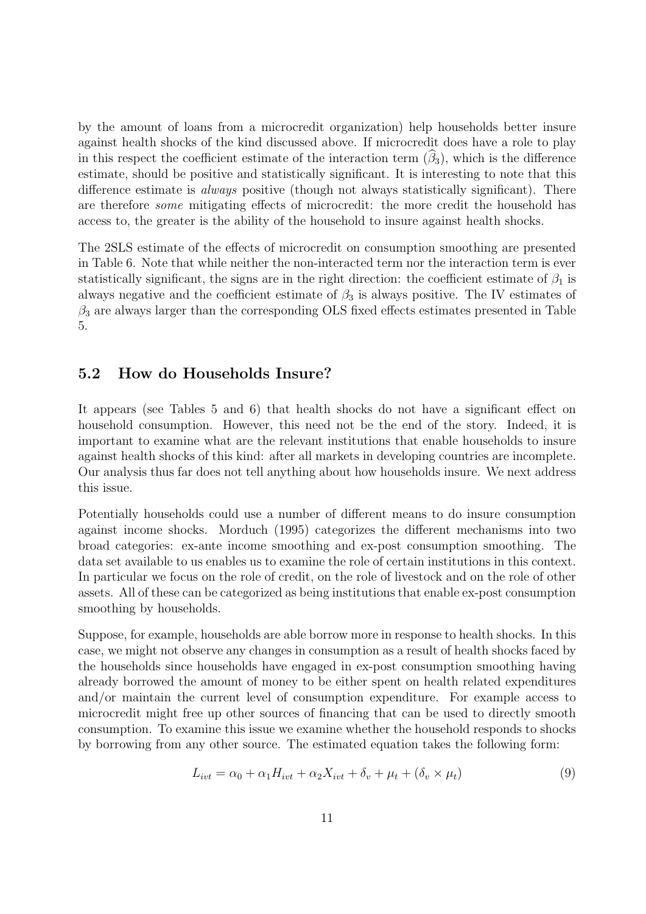by the amount of loans from a microcredit organization) help households better insure against health shocks of the kind discussed above. If microcredit does have a role to play in this respect the coefficient estimate of the interaction term ($\widehat{\beta}_3$), which is the difference estimate, should be positive and statistically significant. It is interesting to note that this difference estimate is *always* positive (though not always statistically significant). There are therefore *some* mitigating effects of microcredit: the more credit the household has access to, the greater is the ability of the household to insure against health shocks.

The 2SLS estimate of the effects of microcredit on consumption smoothing are presented in Table 6. Note that while neither the non-interacted term nor the interaction term is ever statistically significant, the signs are in the right direction: the coefficient estimate of $\beta_1$ is always negative and the coefficient estimate of $\beta_3$ is always positive. The IV estimates of $\beta_3$ are always larger than the corresponding OLS fixed effects estimates presented in Table 5.

## 5.2 How do Households Insure?

It appears (see Tables 5 and 6) that health shocks do not have a significant effect on household consumption. However, this need not be the end of the story. Indeed, it is important to examine what are the relevant institutions that enable households to insure against health shocks of this kind: after all markets in developing countries are incomplete. Our analysis thus far does not tell anything about how households insure. We next address this issue.

Potentially households could use a number of different means to do insure consumption against income shocks. Morduch (1995) categorizes the different mechanisms into two broad categories: ex-ante income smoothing and ex-post consumption smoothing. The data set available to us enables us to examine the role of certain institutions in this context. In particular we focus on the role of credit, on the role of livestock and on the role of other assets. All of these can be categorized as being institutions that enable ex-post consumption smoothing by households.

Suppose, for example, households are able borrow more in response to health shocks. In this case, we might not observe any changes in consumption as a result of health shocks faced by the households since households have engaged in ex-post consumption smoothing having already borrowed the amount of money to be either spent on health related expenditures and/or maintain the current level of consumption expenditure. For example access to microcredit might free up other sources of financing that can be used to directly smooth consumption. To examine this issue we examine whether the household responds to shocks by borrowing from any other source. The estimated equation takes the following form:

$$L_{ivt} = \alpha_0 + \alpha_1 H_{ivt} + \alpha_2 X_{ivt} + \delta_v + \mu_t + (\delta_v \times \mu_t) \tag{9}$$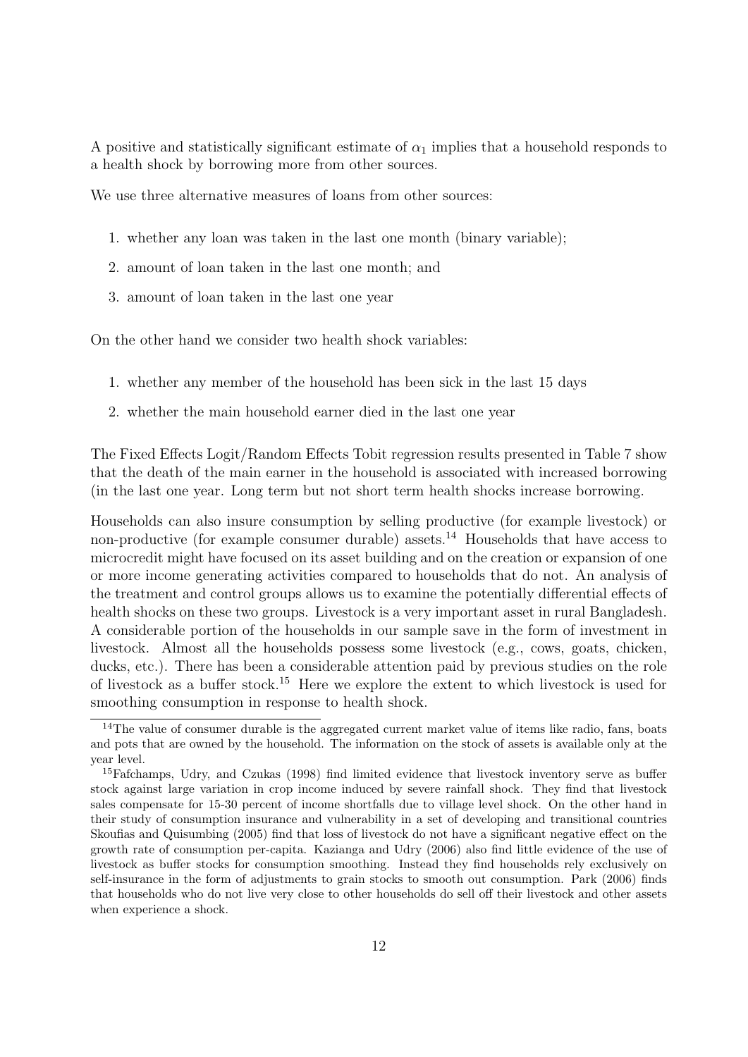A positive and statistically significant estimate of $\alpha_1$ implies that a household responds to a health shock by borrowing more from other sources.

We use three alternative measures of loans from other sources:

1. whether any loan was taken in the last one month (binary variable);
2. amount of loan taken in the last one month; and
3. amount of loan taken in the last one year

On the other hand we consider two health shock variables:

1. whether any member of the household has been sick in the last 15 days
2. whether the main household earner died in the last one year

The Fixed Effects Logit/Random Effects Tobit regression results presented in Table 7 show that the death of the main earner in the household is associated with increased borrowing (in the last one year. Long term but not short term health shocks increase borrowing.

Households can also insure consumption by selling productive (for example livestock) or non-productive (for example consumer durable) assets.[14] Households that have access to microcredit might have focused on its asset building and on the creation or expansion of one or more income generating activities compared to households that do not. An analysis of the treatment and control groups allows us to examine the potentially differential effects of health shocks on these two groups. Livestock is a very important asset in rural Bangladesh. A considerable portion of the households in our sample save in the form of investment in livestock. Almost all the households possess some livestock (e.g., cows, goats, chicken, ducks, etc.). There has been a considerable attention paid by previous studies on the role of livestock as a buffer stock.[15] Here we explore the extent to which livestock is used for smoothing consumption in response to health shock.

[14] The value of consumer durable is the aggregated current market value of items like radio, fans, boats and pots that are owned by the household. The information on the stock of assets is available only at the year level.

[15] Fafchamps, Udry, and Czukas (1998) find limited evidence that livestock inventory serve as buffer stock against large variation in crop income induced by severe rainfall shock. They find that livestock sales compensate for 15-30 percent of income shortfalls due to village level shock. On the other hand in their study of consumption insurance and vulnerability in a set of developing and transitional countries Skoufias and Quisumbing (2005) find that loss of livestock do not have a significant negative effect on the growth rate of consumption per-capita. Kazianga and Udry (2006) also find little evidence of the use of livestock as buffer stocks for consumption smoothing. Instead they find households rely exclusively on self-insurance in the form of adjustments to grain stocks to smooth out consumption. Park (2006) finds that households who do not live very close to other households do sell off their livestock and other assets when experience a shock.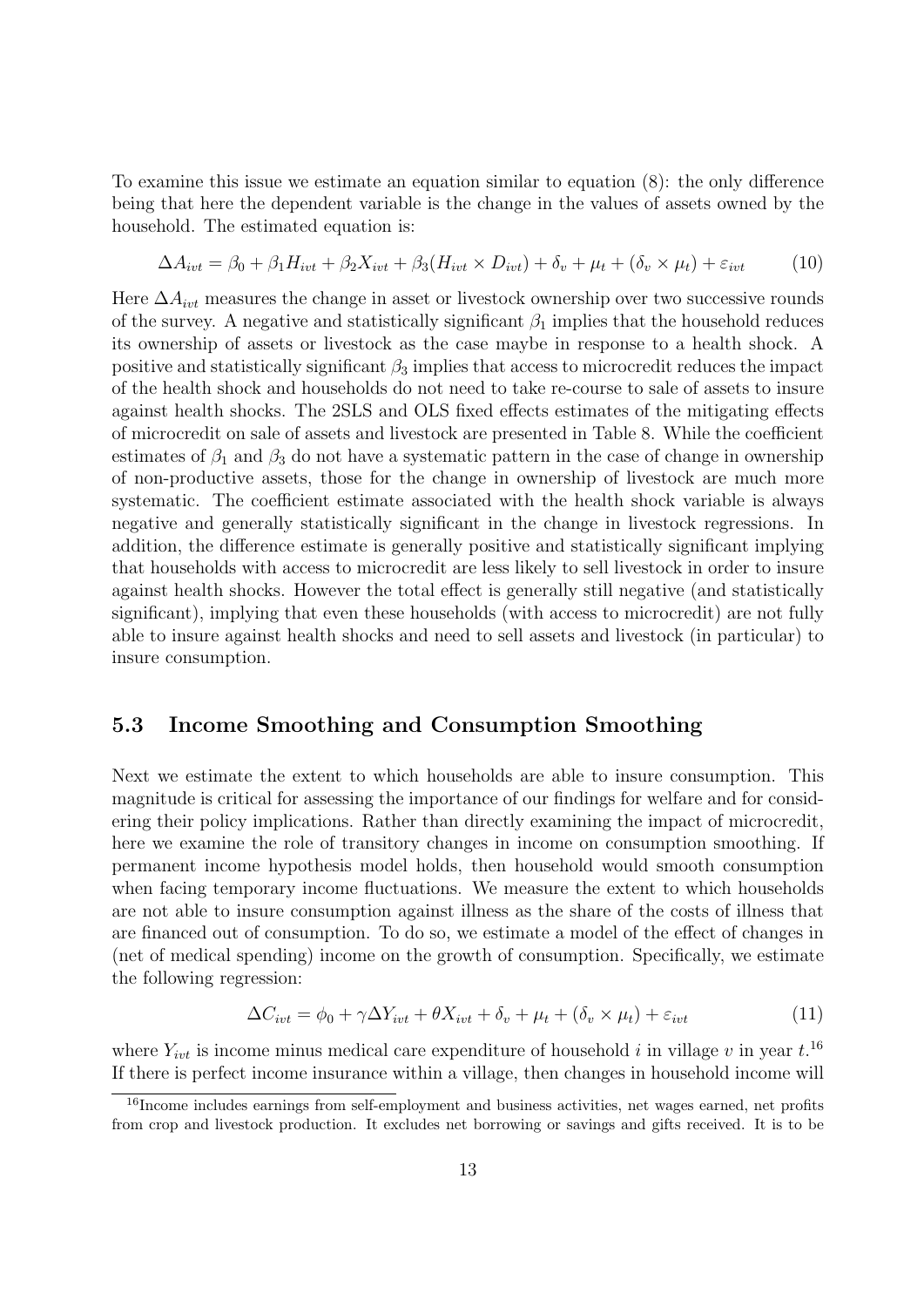To examine this issue we estimate an equation similar to equation (8): the only difference being that here the dependent variable is the change in the values of assets owned by the household. The estimated equation is:

$$\Delta A_{ivt} = \beta_0 + \beta_1 H_{ivt} + \beta_2 X_{ivt} + \beta_3 (H_{ivt} \times D_{ivt}) + \delta_v + \mu_t + (\delta_v \times \mu_t) + \varepsilon_{ivt} \tag{10}$$

Here $\Delta A_{ivt}$ measures the change in asset or livestock ownership over two successive rounds of the survey. A negative and statistically significant $\beta_1$ implies that the household reduces its ownership of assets or livestock as the case maybe in response to a health shock. A positive and statistically significant $\beta_3$ implies that access to microcredit reduces the impact of the health shock and households do not need to take re-course to sale of assets to insure against health shocks. The 2SLS and OLS fixed effects estimates of the mitigating effects of microcredit on sale of assets and livestock are presented in Table 8. While the coefficient estimates of $\beta_1$ and $\beta_3$ do not have a systematic pattern in the case of change in ownership of non-productive assets, those for the change in ownership of livestock are much more systematic. The coefficient estimate associated with the health shock variable is always negative and generally statistically significant in the change in livestock regressions. In addition, the difference estimate is generally positive and statistically significant implying that households with access to microcredit are less likely to sell livestock in order to insure against health shocks. However the total effect is generally still negative (and statistically significant), implying that even these households (with access to microcredit) are not fully able to insure against health shocks and need to sell assets and livestock (in particular) to insure consumption.

## 5.3 Income Smoothing and Consumption Smoothing

Next we estimate the extent to which households are able to insure consumption. This magnitude is critical for assessing the importance of our findings for welfare and for considering their policy implications. Rather than directly examining the impact of microcredit, here we examine the role of transitory changes in income on consumption smoothing. If permanent income hypothesis model holds, then household would smooth consumption when facing temporary income fluctuations. We measure the extent to which households are not able to insure consumption against illness as the share of the costs of illness that are financed out of consumption. To do so, we estimate a model of the effect of changes in (net of medical spending) income on the growth of consumption. Specifically, we estimate the following regression:

$$\Delta C_{ivt} = \phi_0 + \gamma \Delta Y_{ivt} + \theta X_{ivt} + \delta_v + \mu_t + (\delta_v \times \mu_t) + \varepsilon_{ivt} \tag{11}$$

where $Y_{ivt}$ is income minus medical care expenditure of household $i$ in village $v$ in year $t$.[16] If there is perfect income insurance within a village, then changes in household income will

[16] Income includes earnings from self-employment and business activities, net wages earned, net profits from crop and livestock production. It excludes net borrowing or savings and gifts received. It is to be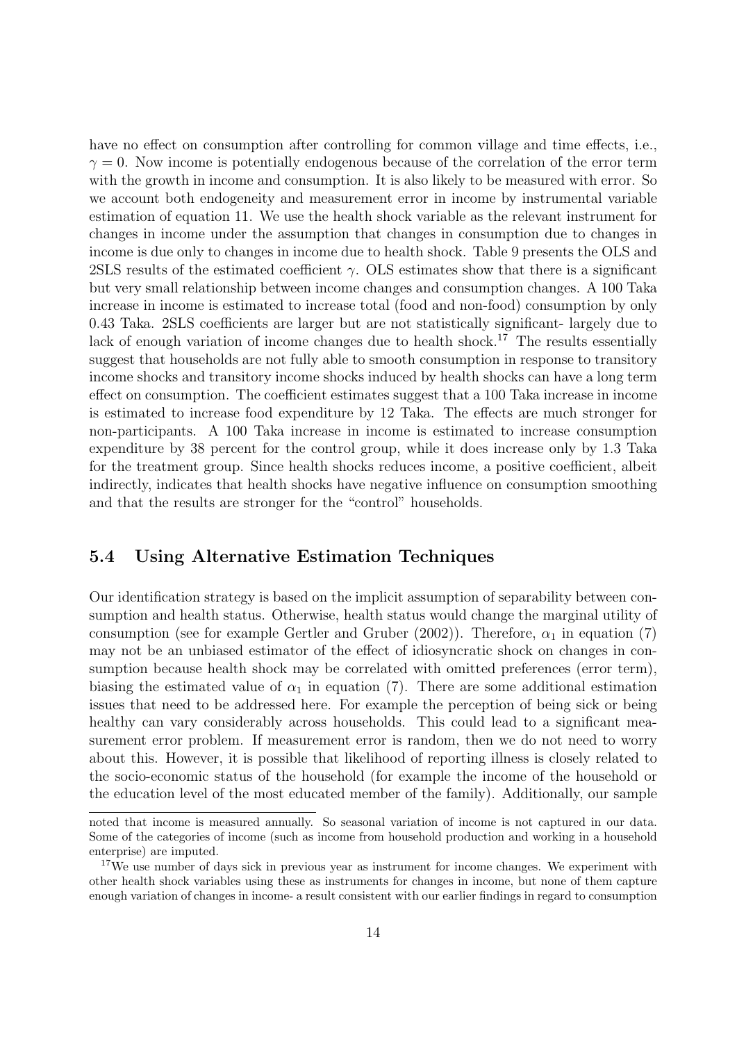have no effect on consumption after controlling for common village and time effects, i.e., $\gamma = 0$. Now income is potentially endogenous because of the correlation of the error term with the growth in income and consumption. It is also likely to be measured with error. So we account both endogeneity and measurement error in income by instrumental variable estimation of equation 11. We use the health shock variable as the relevant instrument for changes in income under the assumption that changes in consumption due to changes in income is due only to changes in income due to health shock. Table 9 presents the OLS and 2SLS results of the estimated coefficient $\gamma$. OLS estimates show that there is a significant but very small relationship between income changes and consumption changes. A 100 Taka increase in income is estimated to increase total (food and non-food) consumption by only 0.43 Taka. 2SLS coefficients are larger but are not statistically significant- largely due to lack of enough variation of income changes due to health shock.[17] The results essentially suggest that households are not fully able to smooth consumption in response to transitory income shocks and transitory income shocks induced by health shocks can have a long term effect on consumption. The coefficient estimates suggest that a 100 Taka increase in income is estimated to increase food expenditure by 12 Taka. The effects are much stronger for non-participants. A 100 Taka increase in income is estimated to increase consumption expenditure by 38 percent for the control group, while it does increase only by 1.3 Taka for the treatment group. Since health shocks reduces income, a positive coefficient, albeit indirectly, indicates that health shocks have negative influence on consumption smoothing and that the results are stronger for the "control" households.

## 5.4 Using Alternative Estimation Techniques

Our identification strategy is based on the implicit assumption of separability between consumption and health status. Otherwise, health status would change the marginal utility of consumption (see for example Gertler and Gruber (2002)). Therefore, $\alpha_1$ in equation (7) may not be an unbiased estimator of the effect of idiosyncratic shock on changes in consumption because health shock may be correlated with omitted preferences (error term), biasing the estimated value of $\alpha_1$ in equation (7). There are some additional estimation issues that need to be addressed here. For example the perception of being sick or being healthy can vary considerably across households. This could lead to a significant measurement error problem. If measurement error is random, then we do not need to worry about this. However, it is possible that likelihood of reporting illness is closely related to the socio-economic status of the household (for example the income of the household or the education level of the most educated member of the family). Additionally, our sample

---

noted that income is measured annually. So seasonal variation of income is not captured in our data. Some of the categories of income (such as income from household production and working in a household enterprise) are imputed.

[17] We use number of days sick in previous year as instrument for income changes. We experiment with other health shock variables using these as instruments for changes in income, but none of them capture enough variation of changes in income- a result consistent with our earlier findings in regard to consumption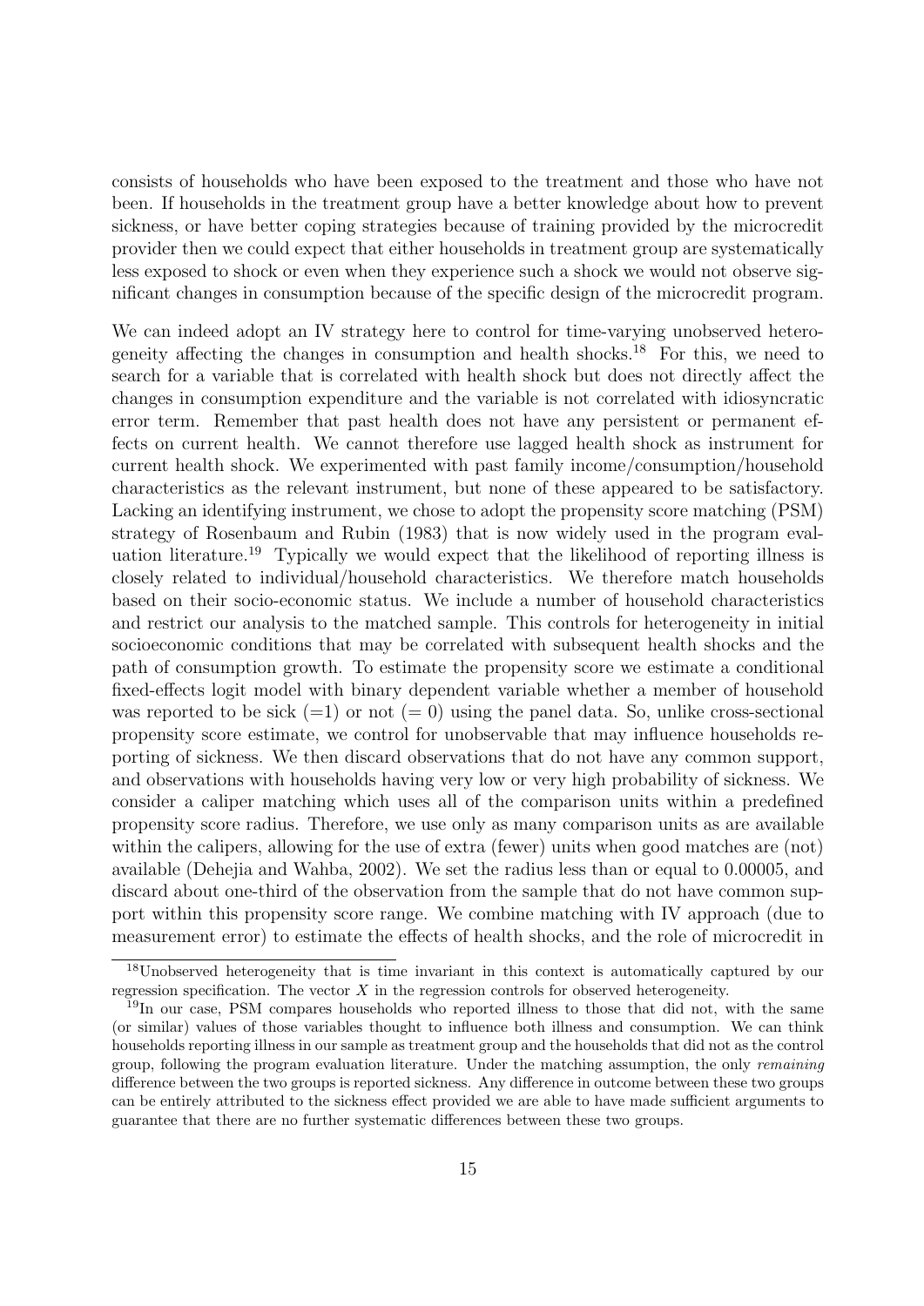consists of households who have been exposed to the treatment and those who have not been. If households in the treatment group have a better knowledge about how to prevent sickness, or have better coping strategies because of training provided by the microcredit provider then we could expect that either households in treatment group are systematically less exposed to shock or even when they experience such a shock we would not observe significant changes in consumption because of the specific design of the microcredit program.

We can indeed adopt an IV strategy here to control for time-varying unobserved heterogeneity affecting the changes in consumption and health shocks.[18] For this, we need to search for a variable that is correlated with health shock but does not directly affect the changes in consumption expenditure and the variable is not correlated with idiosyncratic error term. Remember that past health does not have any persistent or permanent effects on current health. We cannot therefore use lagged health shock as instrument for current health shock. We experimented with past family income/consumption/household characteristics as the relevant instrument, but none of these appeared to be satisfactory. Lacking an identifying instrument, we chose to adopt the propensity score matching (PSM) strategy of Rosenbaum and Rubin (1983) that is now widely used in the program evaluation literature.[19] Typically we would expect that the likelihood of reporting illness is closely related to individual/household characteristics. We therefore match households based on their socio-economic status. We include a number of household characteristics and restrict our analysis to the matched sample. This controls for heterogeneity in initial socioeconomic conditions that may be correlated with subsequent health shocks and the path of consumption growth. To estimate the propensity score we estimate a conditional fixed-effects logit model with binary dependent variable whether a member of household was reported to be sick (=1) or not (= 0) using the panel data. So, unlike cross-sectional propensity score estimate, we control for unobservable that may influence households reporting of sickness. We then discard observations that do not have any common support, and observations with households having very low or very high probability of sickness. We consider a caliper matching which uses all of the comparison units within a predefined propensity score radius. Therefore, we use only as many comparison units as are available within the calipers, allowing for the use of extra (fewer) units when good matches are (not) available (Dehejia and Wahba, 2002). We set the radius less than or equal to 0.00005, and discard about one-third of the observation from the sample that do not have common support within this propensity score range. We combine matching with IV approach (due to measurement error) to estimate the effects of health shocks, and the role of microcredit in

[18] Unobserved heterogeneity that is time invariant in this context is automatically captured by our regression specification. The vector $X$ in the regression controls for observed heterogeneity.

[19] In our case, PSM compares households who reported illness to those that did not, with the same (or similar) values of those variables thought to influence both illness and consumption. We can think households reporting illness in our sample as treatment group and the households that did not as the control group, following the program evaluation literature. Under the matching assumption, the only *remaining* difference between the two groups is reported sickness. Any difference in outcome between these two groups can be entirely attributed to the sickness effect provided we are able to have made sufficient arguments to guarantee that there are no further systematic differences between these two groups.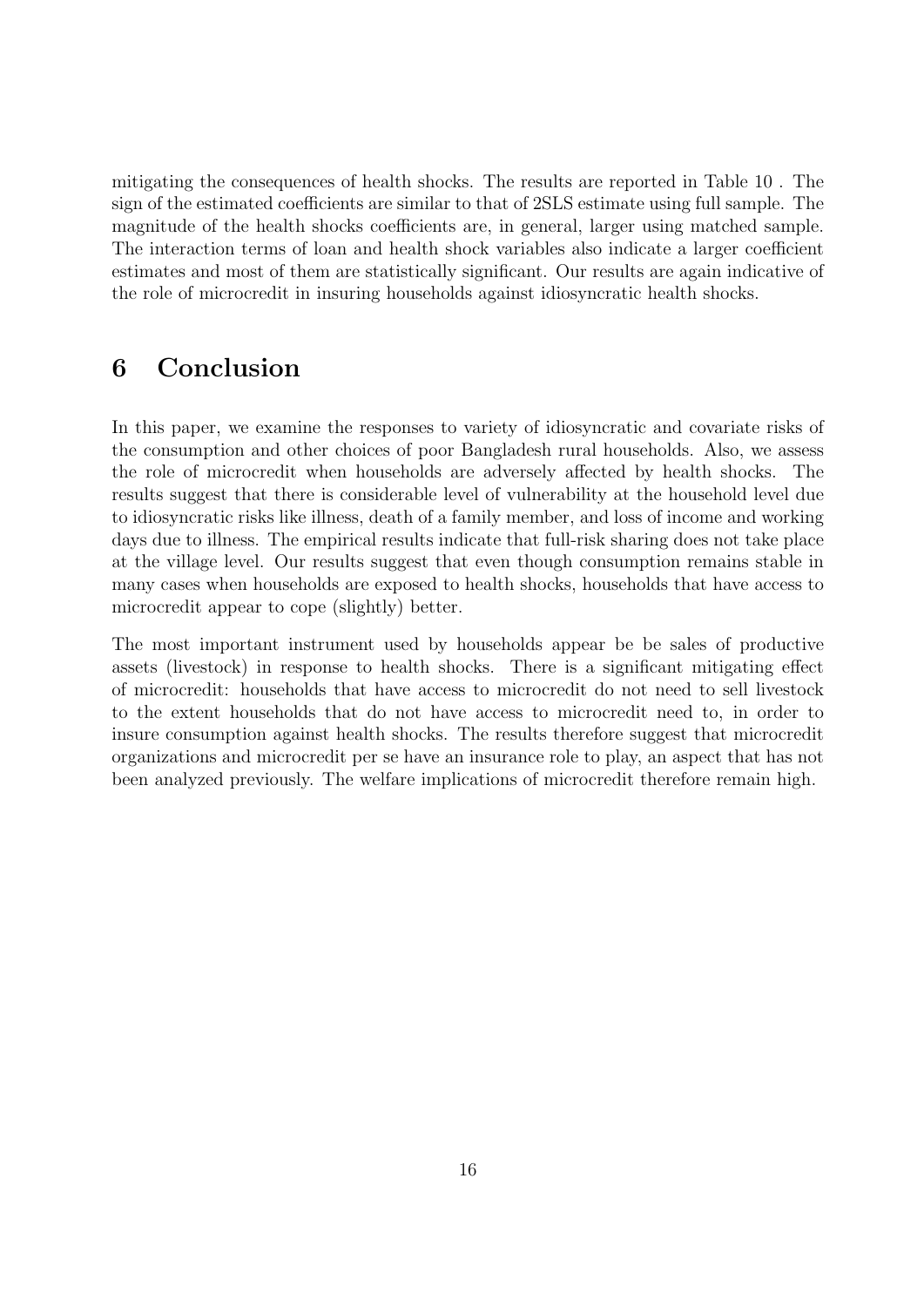mitigating the consequences of health shocks. The results are reported in Table 10 . The sign of the estimated coefficients are similar to that of 2SLS estimate using full sample. The magnitude of the health shocks coefficients are, in general, larger using matched sample. The interaction terms of loan and health shock variables also indicate a larger coefficient estimates and most of them are statistically significant. Our results are again indicative of the role of microcredit in insuring households against idiosyncratic health shocks.

# 6 Conclusion

In this paper, we examine the responses to variety of idiosyncratic and covariate risks of the consumption and other choices of poor Bangladesh rural households. Also, we assess the role of microcredit when households are adversely affected by health shocks. The results suggest that there is considerable level of vulnerability at the household level due to idiosyncratic risks like illness, death of a family member, and loss of income and working days due to illness. The empirical results indicate that full-risk sharing does not take place at the village level. Our results suggest that even though consumption remains stable in many cases when households are exposed to health shocks, households that have access to microcredit appear to cope (slightly) better.

The most important instrument used by households appear be be sales of productive assets (livestock) in response to health shocks. There is a significant mitigating effect of microcredit: households that have access to microcredit do not need to sell livestock to the extent households that do not have access to microcredit need to, in order to insure consumption against health shocks. The results therefore suggest that microcredit organizations and microcredit per se have an insurance role to play, an aspect that has not been analyzed previously. The welfare implications of microcredit therefore remain high.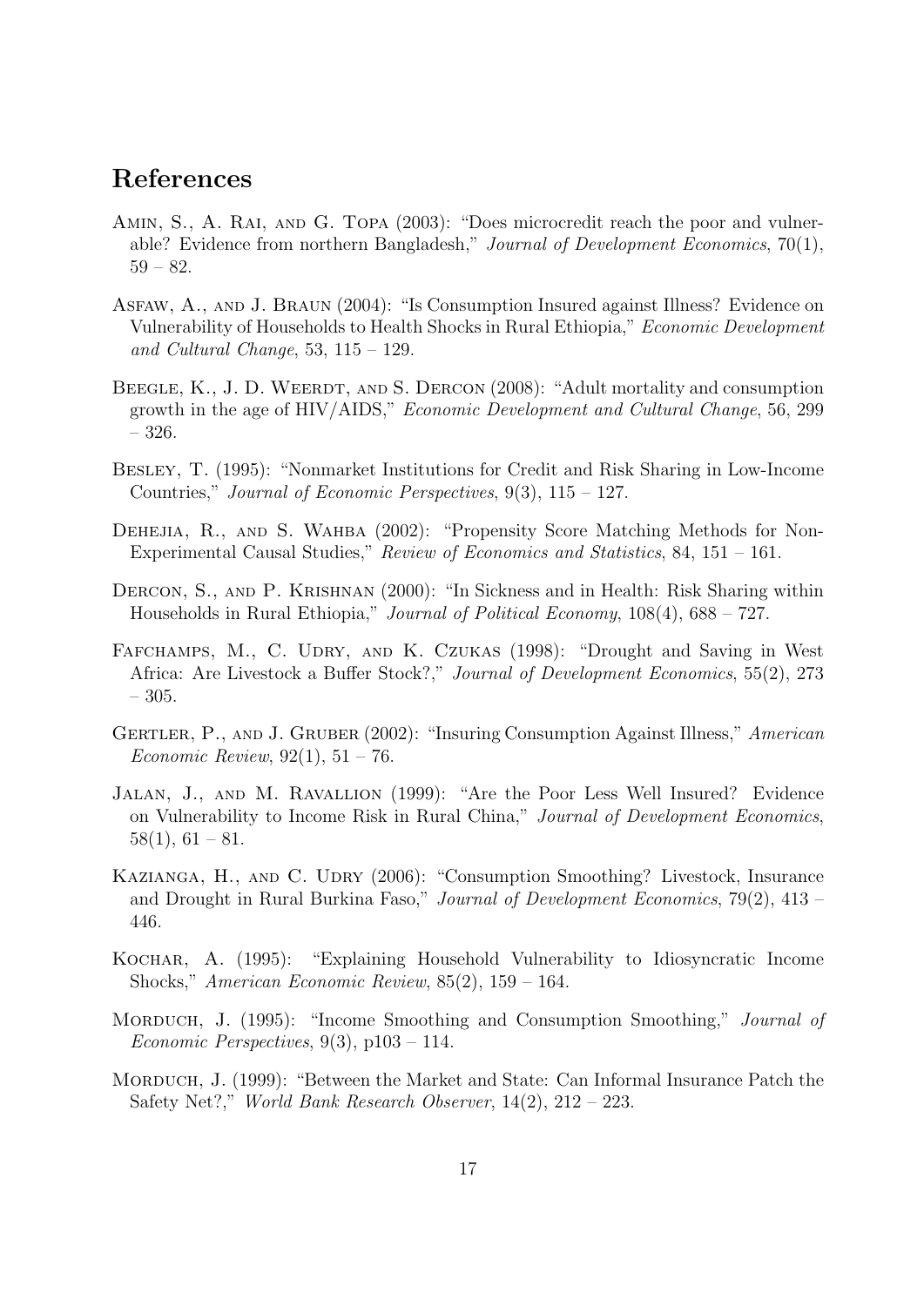# References

Amin, S., A. Rai, and G. Topa (2003): "Does microcredit reach the poor and vulnerable? Evidence from northern Bangladesh," *Journal of Development Economics*, 70(1), 59 – 82.

Asfaw, A., and J. Braun (2004): "Is Consumption Insured against Illness? Evidence on Vulnerability of Households to Health Shocks in Rural Ethiopia," *Economic Development and Cultural Change*, 53, 115 – 129.

Beegle, K., J. D. Weerdt, and S. Dercon (2008): "Adult mortality and consumption growth in the age of HIV/AIDS," *Economic Development and Cultural Change*, 56, 299 – 326.

Besley, T. (1995): "Nonmarket Institutions for Credit and Risk Sharing in Low-Income Countries," *Journal of Economic Perspectives*, 9(3), 115 – 127.

Dehejia, R., and S. Wahba (2002): "Propensity Score Matching Methods for Non-Experimental Causal Studies," *Review of Economics and Statistics*, 84, 151 – 161.

Dercon, S., and P. Krishnan (2000): "In Sickness and in Health: Risk Sharing within Households in Rural Ethiopia," *Journal of Political Economy*, 108(4), 688 – 727.

Fafchamps, M., C. Udry, and K. Czukas (1998): "Drought and Saving in West Africa: Are Livestock a Buffer Stock?," *Journal of Development Economics*, 55(2), 273 – 305.

Gertler, P., and J. Gruber (2002): "Insuring Consumption Against Illness," *American Economic Review*, 92(1), 51 – 76.

Jalan, J., and M. Ravallion (1999): "Are the Poor Less Well Insured? Evidence on Vulnerability to Income Risk in Rural China," *Journal of Development Economics*, 58(1), 61 – 81.

Kazianga, H., and C. Udry (2006): "Consumption Smoothing? Livestock, Insurance and Drought in Rural Burkina Faso," *Journal of Development Economics*, 79(2), 413 – 446.

Kochar, A. (1995): "Explaining Household Vulnerability to Idiosyncratic Income Shocks," *American Economic Review*, 85(2), 159 – 164.

Morduch, J. (1995): "Income Smoothing and Consumption Smoothing," *Journal of Economic Perspectives*, 9(3), p103 – 114.

Morduch, J. (1999): "Between the Market and State: Can Informal Insurance Patch the Safety Net?," *World Bank Research Observer*, 14(2), 212 – 223.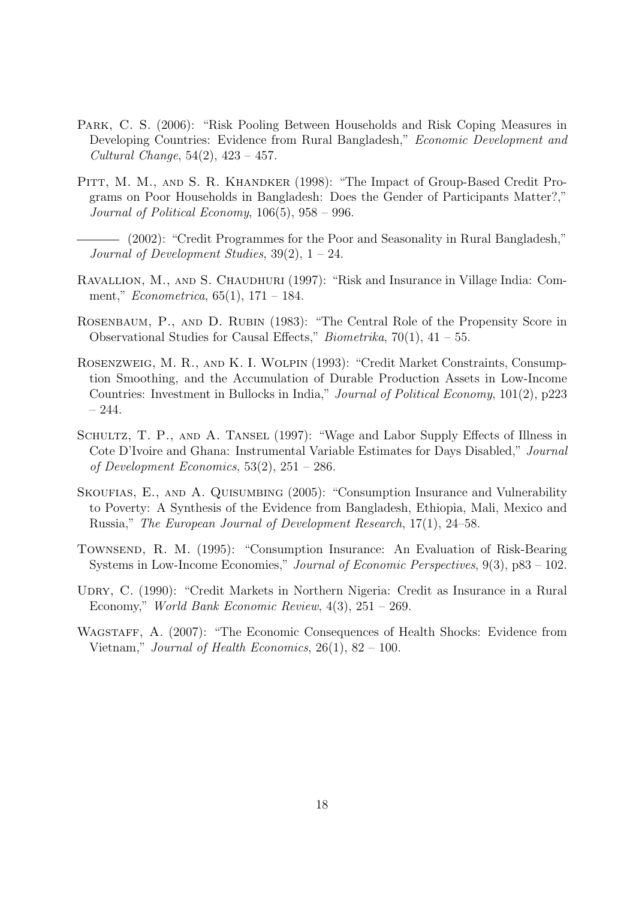Park, C. S. (2006): "Risk Pooling Between Households and Risk Coping Measures in Developing Countries: Evidence from Rural Bangladesh," *Economic Development and Cultural Change*, 54(2), 423 – 457.

Pitt, M. M., and S. R. Khandker (1998): "The Impact of Group-Based Credit Programs on Poor Households in Bangladesh: Does the Gender of Participants Matter?," *Journal of Political Economy*, 106(5), 958 – 996.

——— (2002): "Credit Programmes for the Poor and Seasonality in Rural Bangladesh," *Journal of Development Studies*, 39(2), 1 – 24.

Ravallion, M., and S. Chaudhuri (1997): "Risk and Insurance in Village India: Comment," *Econometrica*, 65(1), 171 – 184.

Rosenbaum, P., and D. Rubin (1983): "The Central Role of the Propensity Score in Observational Studies for Causal Effects," *Biometrika*, 70(1), 41 – 55.

Rosenzweig, M. R., and K. I. Wolpin (1993): "Credit Market Constraints, Consumption Smoothing, and the Accumulation of Durable Production Assets in Low-Income Countries: Investment in Bullocks in India," *Journal of Political Economy*, 101(2), p223 – 244.

Schultz, T. P., and A. Tansel (1997): "Wage and Labor Supply Effects of Illness in Cote D'Ivoire and Ghana: Instrumental Variable Estimates for Days Disabled," *Journal of Development Economics*, 53(2), 251 – 286.

Skoufias, E., and A. Quisumbing (2005): "Consumption Insurance and Vulnerability to Poverty: A Synthesis of the Evidence from Bangladesh, Ethiopia, Mali, Mexico and Russia," *The European Journal of Development Research*, 17(1), 24–58.

Townsend, R. M. (1995): "Consumption Insurance: An Evaluation of Risk-Bearing Systems in Low-Income Economies," *Journal of Economic Perspectives*, 9(3), p83 – 102.

Udry, C. (1990): "Credit Markets in Northern Nigeria: Credit as Insurance in a Rural Economy," *World Bank Economic Review*, 4(3), 251 – 269.

Wagstaff, A. (2007): "The Economic Consequences of Health Shocks: Evidence from Vietnam," *Journal of Health Economics*, 26(1), 82 – 100.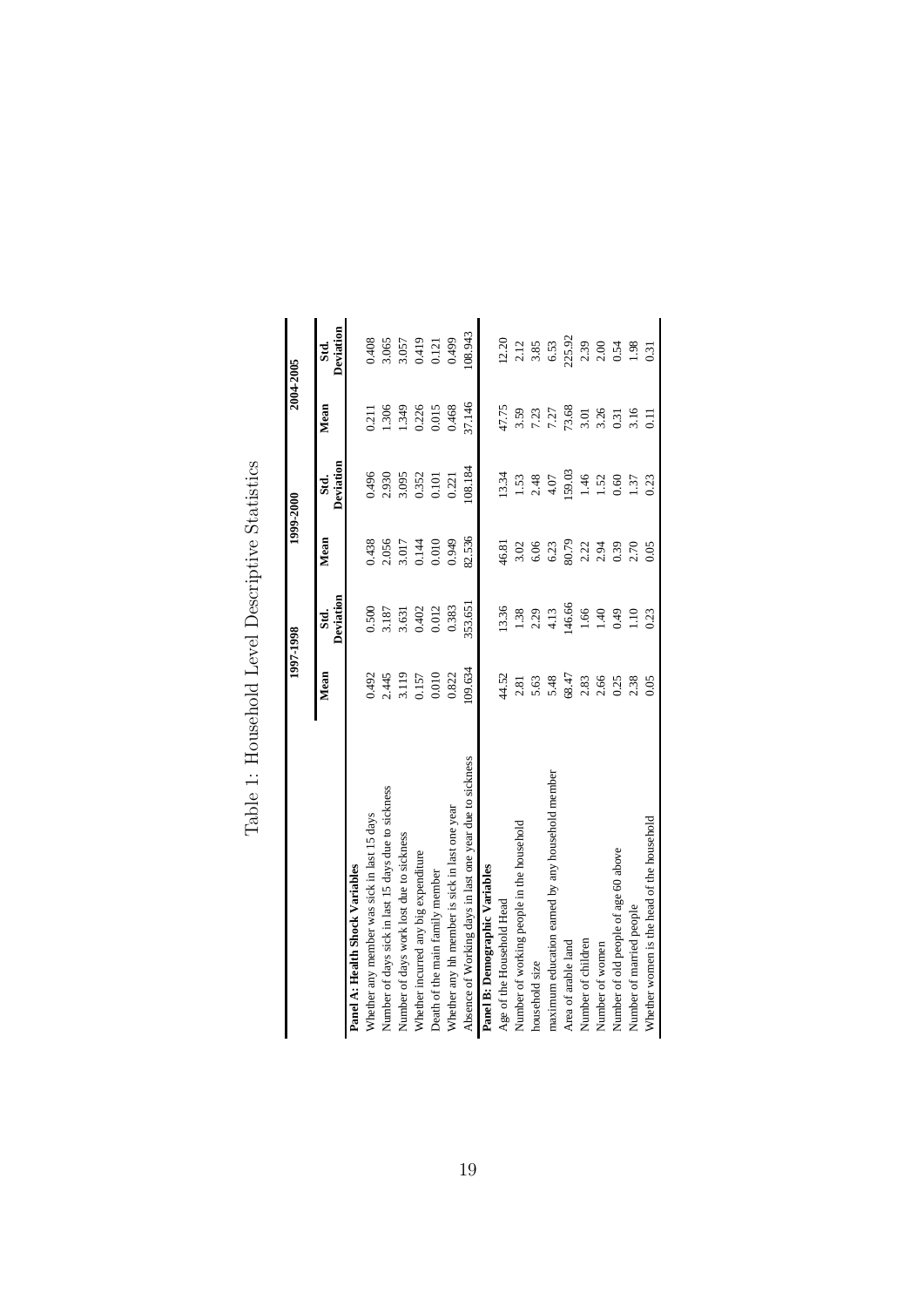# Table 1: Household Level Descriptive Statistics

| | 1997-1998 | | 1999-2000 | | 2004-2005 | |
|---|---|---|---|---|---|---|
| | Mean | Std. Deviation | Mean | Std. Deviation | Mean | Std. Deviation |
| **Panel A: Health Shock Variables** | | | | | | |
| Whether any member was sick in last 15 days | 0.492 | 0.500 | 0.438 | 0.496 | 0.211 | 0.408 |
| Number of days sick in last 15 days due to sickness | 2.445 | 3.187 | 2.056 | 2.930 | 1.306 | 3.065 |
| Number of days work lost due to sickness | 3.119 | 3.631 | 3.017 | 3.095 | 1.349 | 3.057 |
| Whether incurred any big expenditure | 0.157 | 0.402 | 0.144 | 0.352 | 0.226 | 0.419 |
| Death of the main family member | 0.010 | 0.012 | 0.010 | 0.101 | 0.015 | 0.121 |
| Whether any hh member is sick in last one year | 0.822 | 0.383 | 0.949 | 0.221 | 0.468 | 0.499 |
| Absence of Working days in last one year due to sickness | 109.634 | 353.651 | 82.536 | 108.184 | 37.146 | 108.943 |
| **Panel B: Demographic Variables** | | | | | | |
| Age of the Household Head | 44.52 | 13.36 | 46.81 | 13.34 | 47.75 | 12.20 |
| Number of working people in the household | 2.81 | 1.38 | 3.02 | 1.53 | 3.59 | 2.12 |
| household size | 5.63 | 2.29 | 6.06 | 2.48 | 7.23 | 3.85 |
| maximum education earned by any household member | 5.48 | 4.13 | 6.23 | 4.07 | 7.27 | 6.53 |
| Area of arable land | 68.47 | 146.66 | 80.79 | 159.03 | 73.68 | 225.92 |
| Number of children | 2.83 | 1.66 | 2.22 | 1.46 | 3.01 | 2.39 |
| Number of women | 2.66 | 1.40 | 2.94 | 1.52 | 3.26 | 2.00 |
| Number of old people of age 60 above | 0.25 | 0.49 | 0.39 | 0.60 | 0.31 | 0.54 |
| Number of married people | 2.38 | 1.10 | 2.70 | 1.37 | 3.16 | 1.98 |
| Whether women is the head of the household | 0.05 | 0.23 | 0.05 | 0.23 | 0.11 | 0.31 |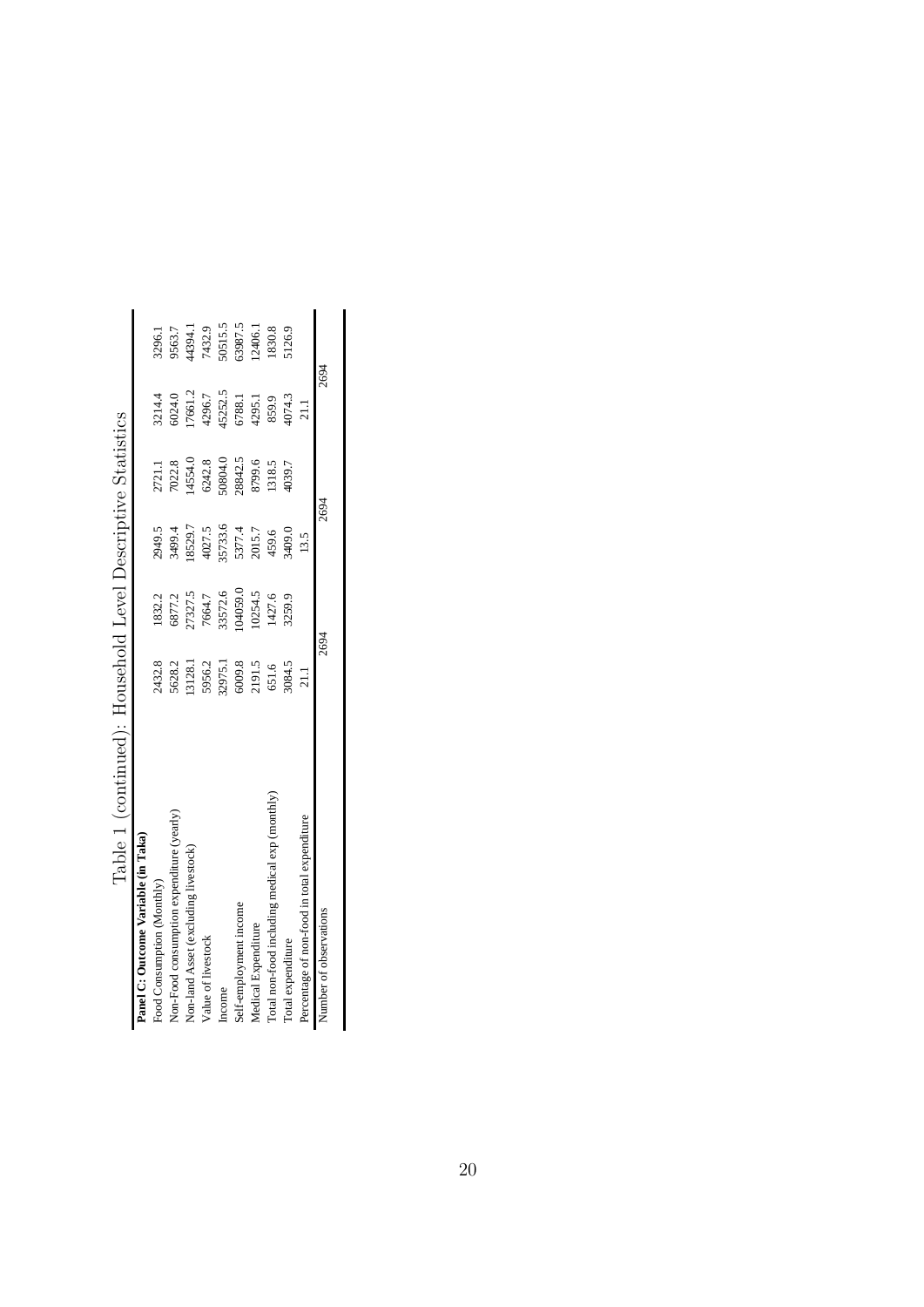# Table 1 (continued): Household Level Descriptive Statistics

| **Panel C: Outcome Variable (in Taka)** | | | | | | |
|---|---|---|---|---|---|---|
| Food Consumption (Monthly) | 2432.8 | 1832.2 | 2949.5 | 2721.1 | 3214.4 | 3296.1 |
| Non-Food consumption expenditure (yearly) | 5628.2 | 6877.2 | 3499.4 | 7022.8 | 6024.0 | 9563.7 |
| Non-land Asset (excluding livestock) | 13128.1 | 27327.5 | 18529.7 | 14554.0 | 17661.2 | 44394.1 |
| Value of livestock | 5956.2 | 7664.7 | 4027.5 | 6242.8 | 4296.7 | 7432.9 |
| Income | 32975.1 | 33572.6 | 35733.6 | 50804.0 | 45252.5 | 50515.5 |
| Self-employment income | 6009.8 | 104059.0 | 5377.4 | 28842.5 | 6788.1 | 63987.5 |
| Medical Expenditure | 2191.5 | 10254.5 | 2015.7 | 8799.6 | 4295.1 | 12406.1 |
| Total non-food including medical exp (monthly) | 651.6 | 1427.6 | 459.6 | 1318.5 | 859.9 | 1830.8 |
| Total expenditure | 3084.5 | 3259.9 | 3409.0 | 4039.7 | 4074.3 | 5126.9 |
| Percentage of non-food in total expenditure | 21.1 | | 13.5 | | 21.1 | |
| Number of observations | 2694 | | 2694 | | 2694 | |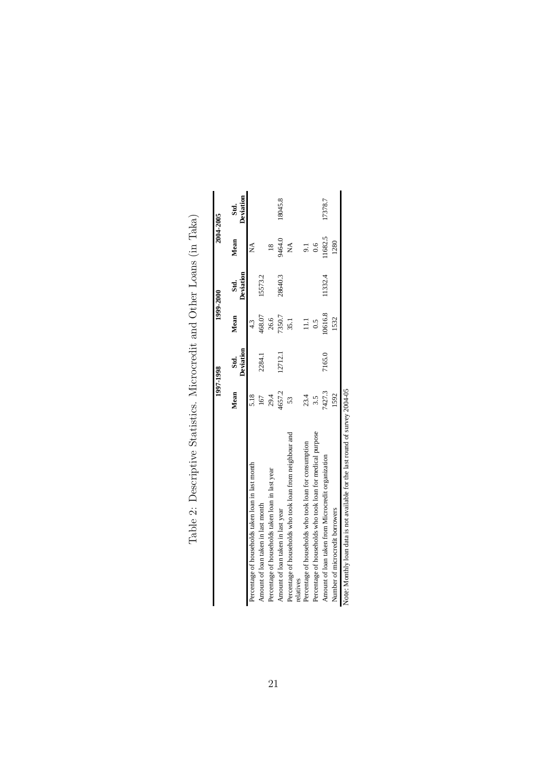Table 2: Descriptive Statistics. Microcredit and Other Loans (in Taka)

| | 1997-1998 | | 1999-2000 | | 2004-2005 | |
|---|---|---|---|---|---|---|
| | Mean | Std. Deviation | Mean | Std. Deviation | Mean | Std. Deviation |
| Percentage of households taken loan in last month | 5.18 | | 4.3 | | NA | |
| Amount of loan taken in last month | 167 | 2284.1 | 468.07 | 15573.2 | | |
| Percentage of households taken loan in last year | 29.4 | | 26.6 | | 18 | |
| Amount of loan taken in last year | 4657.2 | 12712.1 | 7350.7 | 28640.3 | 9464.0 | 18045.8 |
| Percentage of households who took loan from neighbour and relatives | 53 | | 35.1 | | NA | |
| Percentage of households who took loan for consumption | 23.4 | | 11.1 | | 9.1 | |
| Percentage of households who took loan for medical purpose | 3.5 | | 0.5 | | 0.6 | |
| Amount of loan taken from Microcredit organization | 7427.3 | 7165.0 | 10616.8 | 11332.4 | 11682.5 | 17378.7 |
| Number of microcredit borrowers | 1592 | | 1532 | | 1280 | |

Note: Monthly loan data is not available for the last round of survey 2004-05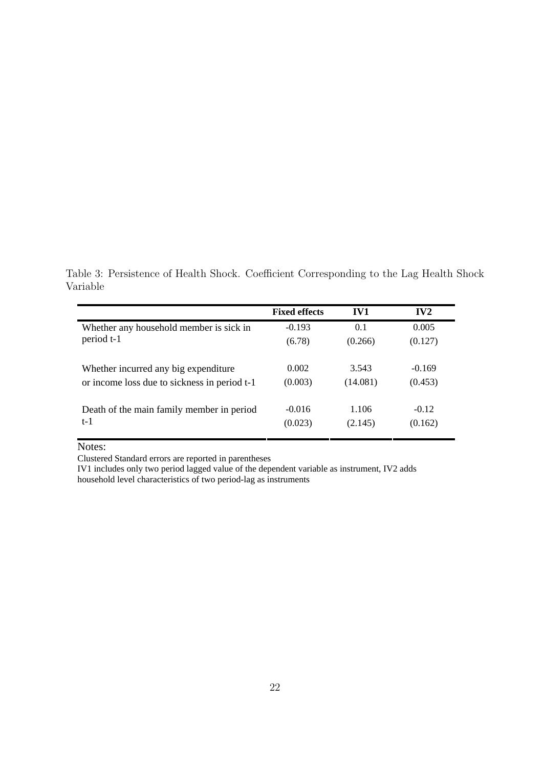Table 3: Persistence of Health Shock. Coefficient Corresponding to the Lag Health Shock Variable

| | **Fixed effects** | **IV1** | **IV2** |
|---|---|---|---|
| Whether any household member is sick in period t-1 | -0.193 | 0.1 | 0.005 |
| | (6.78) | (0.266) | (0.127) |
| Whether incurred any big expenditure or income loss due to sickness in period t-1 | 0.002 | 3.543 | -0.169 |
| | (0.003) | (14.081) | (0.453) |
| Death of the main family member in period t-1 | -0.016 | 1.106 | -0.12 |
| | (0.023) | (2.145) | (0.162) |

Notes:

Clustered Standard errors are reported in parentheses

IV1 includes only two period lagged value of the dependent variable as instrument, IV2 adds household level characteristics of two period-lag as instruments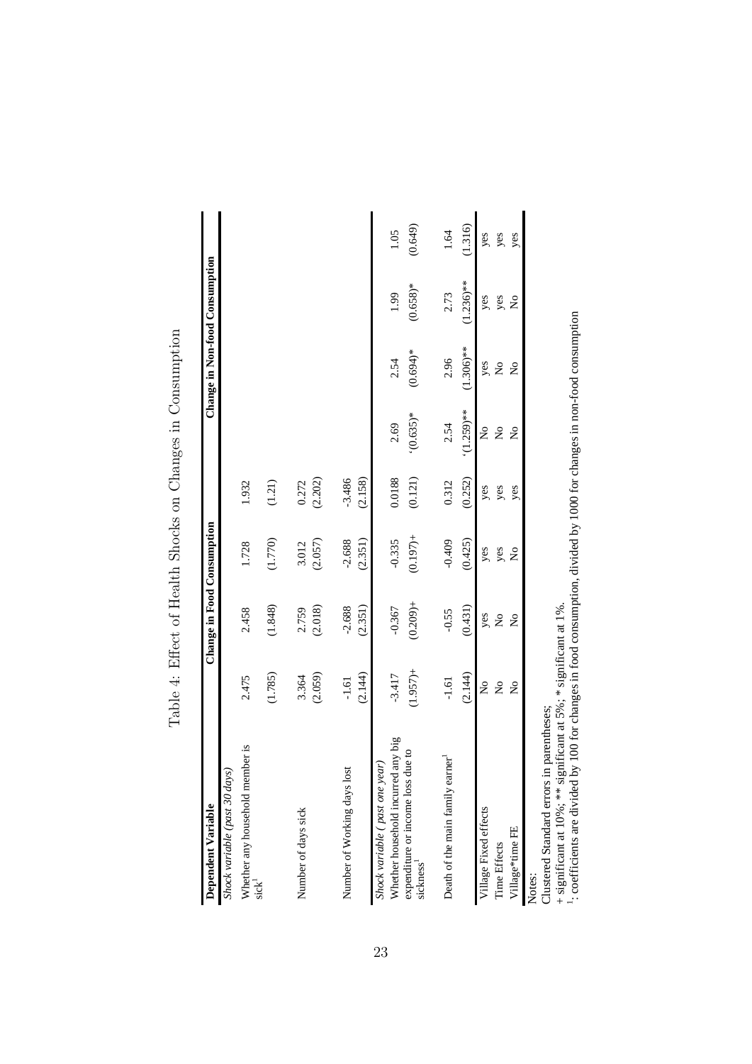# Table 4: Effect of Health Shocks on Changes in Consumption

| Dependent Variable | Change in Food Consumption | | | | Change in Non-food Consumption | | | |
|---|---|---|---|---|---|---|---|---|
| *Shock variable (past 30 days)* | | | | | | | | |
| Whether any household member is sick[1] | 2.475 | 2.458 | 1.728 | 1.932 | | | | |
| | (1.785) | (1.848) | (1.770) | (1.21) | | | | |
| Number of days sick | 3.364 | 2.759 | 3.012 | 0.272 | | | | |
| | (2.059) | (2.018) | (2.057) | (2.202) | | | | |
| Number of Working days lost | -1.61 | -2.688 | -2.688 | -3.486 | | | | |
| | (2.144) | (2.351) | (2.351) | (2.158) | | | | |
| *Shock variable ( past one year)* | | | | | | | | |
| Whether household incurred any big expenditure or income loss due to sickness[1] | -3.417 | -0.367 | -0.335 | 0.0188 | 2.69 | 2.54 | 1.99 | 1.05 |
| | (1.957)+ | (0.209)+ | (0.197)+ | (0.121) | '(0.635)* | (0.694)* | (0.658)* | (0.649) |
| Death of the main family earner[1] | -1.61 | -0.55 | -0.409 | 0.312 | 2.54 | 2.96 | 2.73 | 1.64 |
| | (2.144) | (0.431) | (0.425) | (0.252) | '(1.259)** | (1.306)** | (1.236)** | (1.316) |
| Village Fixed effects | No | yes | yes | yes | No | yes | yes | yes |
| Time Effects | No | No | yes | yes | No | No | yes | yes |
| Village*time FE | No | No | No | yes | No | No | No | yes |

Notes:
Clustered Standard errors in parentheses;
+ significant at 10%; ** significant at 5%; * significant at 1%.
[1]: coefficients are divided by 100 for changes in food consumption, divided by 1000 for changes in non-food consumption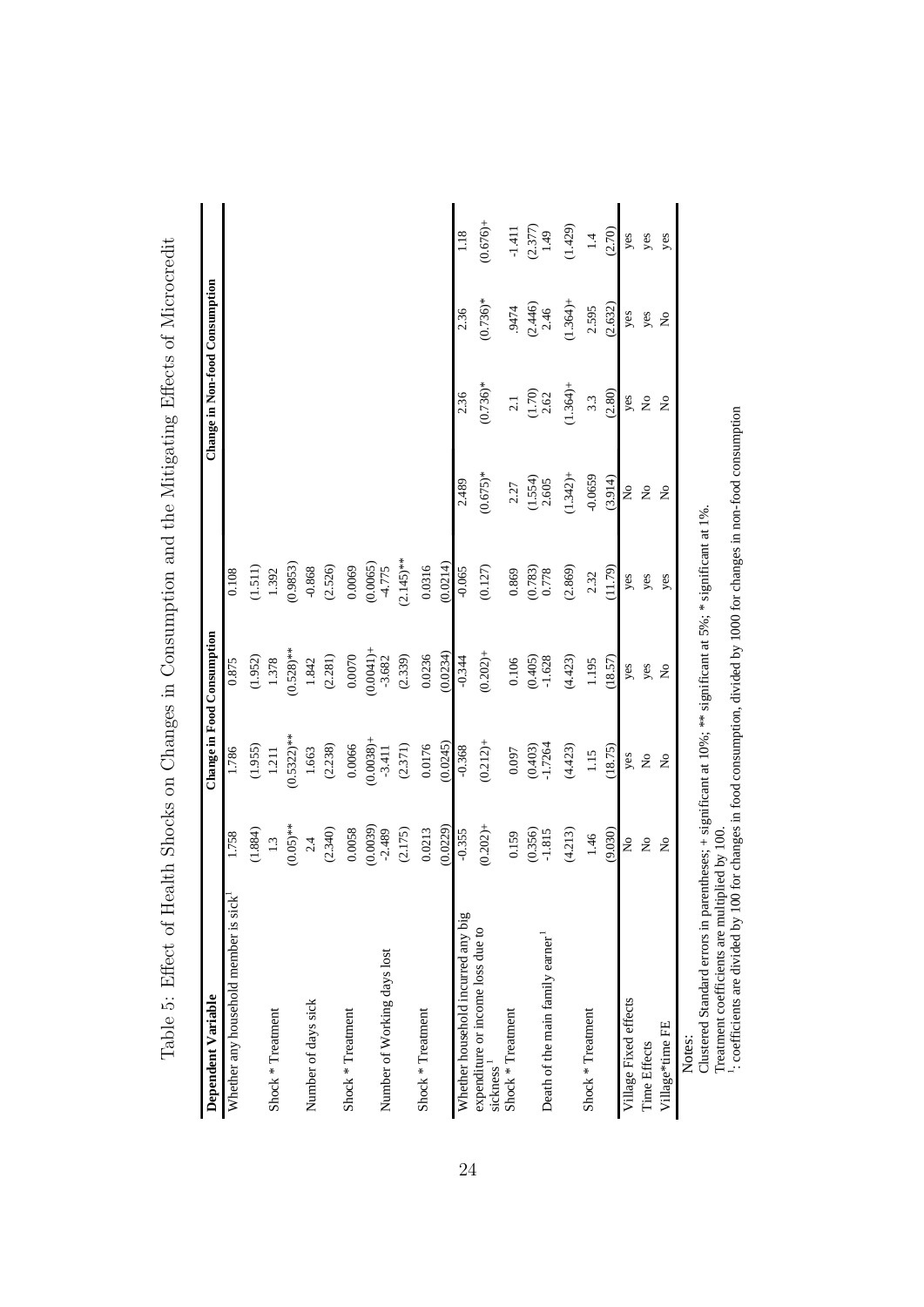Table 5: Effect of Health Shocks on Changes in Consumption and the Mitigating Effects of Microcredit

| Dependent Variable | Change in Food Consumption | | | | Change in Non-food Consumption | | | |
|---|---|---|---|---|---|---|---|---|
| Whether any household member is sick[1] | 1.758 | 1.786 | 0.875 | 0.108 | | | | |
| | (1.884) | (1.955) | (1.952) | (1.511) | | | | |
| Shock * Treatment | 1.3 | 1.211 | 1.378 | 1.392 | | | | |
| | (0.05)** | (0.5322)** | (0.528)** | (0.9853) | | | | |
| Number of days sick | 2.4 | 1.663 | 1.842 | -0.868 | | | | |
| | (2.340) | (2.238) | (2.281) | (2.526) | | | | |
| Shock * Treatment | 0.0058 | 0.0066 | 0.0070 | 0.0069 | | | | |
| | (0.0039) | (0.0038)+ | (0.0041)+ | (0.0065) | | | | |
| Number of Working days lost | -2.489 | -3.411 | -3.682 | -4.775 | | | | |
| | (2.175) | (2.371) | (2.339) | (2.145)** | | | | |
| Shock * Treatment | 0.0213 | 0.0176 | 0.0236 | 0.0316 | | | | |
| | (0.0229) | (0.0245) | (0.0234) | (0.0214) | | | | |
| Whether household incurred any big expenditure or income loss due to sickness[1] | -0.355 | -0.368 | -0.344 | -0.065 | 2.489 | 2.36 | 2.36 | 1.18 |
| | (0.202)+ | (0.212)+ | (0.202)+ | (0.127) | (0.675)* | (0.736)* | (0.736)* | (0.676)+ |
| Shock * Treatment | 0.159 | 0.097 | 0.106 | 0.869 | 2.27 | 2.1 | .9474 | -1.411 |
| | (0.356) | (0.403) | (0.405) | (0.783) | (1.554) | (1.70) | (2.446) | (2.377) |
| Death of the main family earner[1] | -1.815 | -1.7264 | -1.628 | 0.778 | 2.605 | 2.62 | 2.46 | 1.49 |
| | (4.213) | (4.423) | (4.423) | (2.869) | (1.342)+ | (1.364)+ | (1.364)+ | (1.429) |
| Shock * Treatment | 1.46 | 1.15 | 1.195 | 2.32 | -0.0659 | 3.3 | 2.595 | 1.4 |
| | (9.030) | (18.75) | (18.57) | (11.79) | (3.914) | (2.80) | (2.632) | (2.70) |
| Village Fixed effects | No | yes | yes | yes | No | yes | yes | yes |
| Time Effects | No | No | yes | yes | No | No | yes | yes |
| Village*time FE | No | No | No | yes | No | No | No | yes |

Notes:

Clustered Standard errors in parentheses; + significant at 10%; ** significant at 5%; * significant at 1%.

Treatment coefficients are multiplied by 100.

[1]: coefficients are divided by 100 for changes in food consumption, divided by 1000 for changes in non-food consumption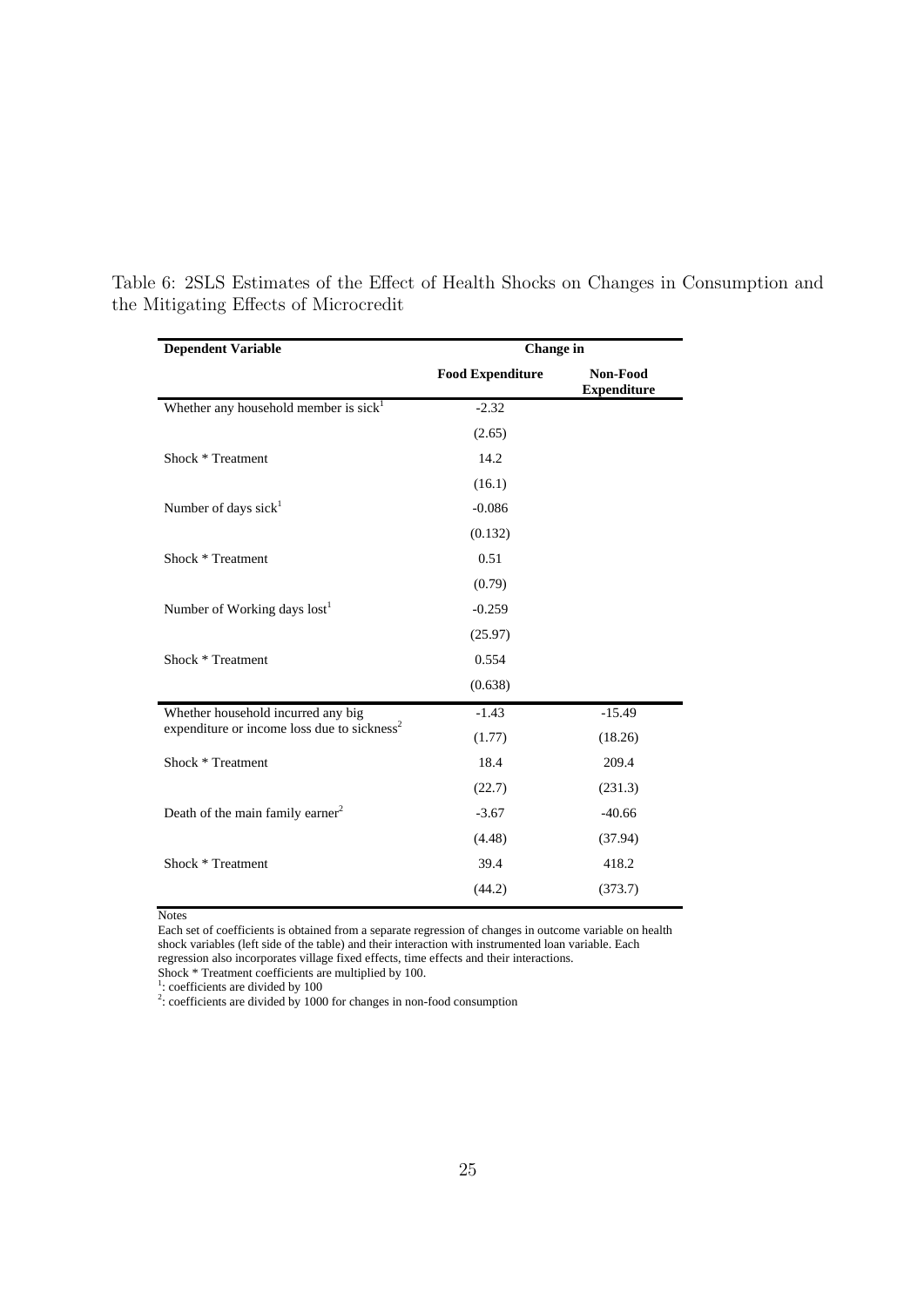Table 6: 2SLS Estimates of the Effect of Health Shocks on Changes in Consumption and the Mitigating Effects of Microcredit

| Dependent Variable | Change in | |
|---|---|---|
| | Food Expenditure | Non-Food Expenditure |
| Whether any household member is sick[1] | -2.32 | |
| | (2.65) | |
| Shock * Treatment | 14.2 | |
| | (16.1) | |
| Number of days sick[1] | -0.086 | |
| | (0.132) | |
| Shock * Treatment | 0.51 | |
| | (0.79) | |
| Number of Working days lost[1] | -0.259 | |
| | (25.97) | |
| Shock * Treatment | 0.554 | |
| | (0.638) | |
| Whether household incurred any big expenditure or income loss due to sickness[2] | -1.43 | -15.49 |
| | (1.77) | (18.26) |
| Shock * Treatment | 18.4 | 209.4 |
| | (22.7) | (231.3) |
| Death of the main family earner[2] | -3.67 | -40.66 |
| | (4.48) | (37.94) |
| Shock * Treatment | 39.4 | 418.2 |
| | (44.2) | (373.7) |

Notes

Each set of coefficients is obtained from a separate regression of changes in outcome variable on health shock variables (left side of the table) and their interaction with instrumented loan variable. Each regression also incorporates village fixed effects, time effects and their interactions.

Shock * Treatment coefficients are multiplied by 100.

[1]: coefficients are divided by 100

[2]: coefficients are divided by 1000 for changes in non-food consumption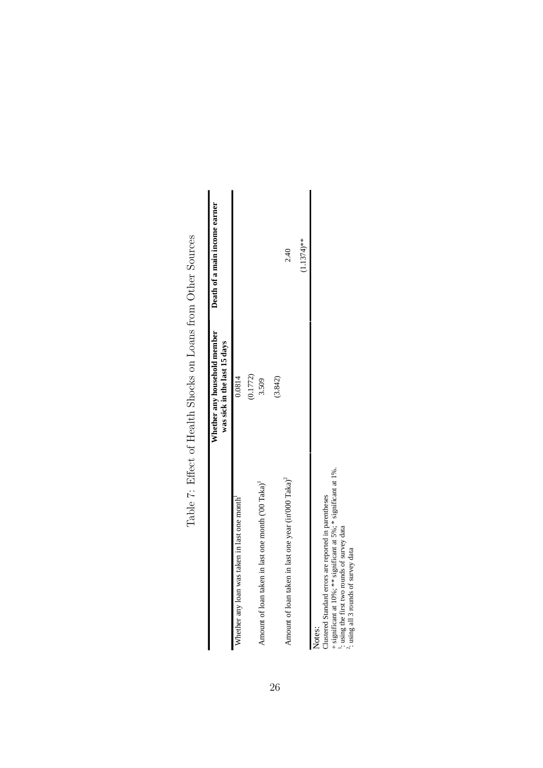Table 7: Effect of Health Shocks on Loans from Other Sources

| | **Whether any household member was sick in the last 15 days** | **Death of a main income earner** |
|---|---|---|
| Whether any loan was taken in last one month[1] | 0.0814 | |
| | (0.1772) | |
| Amount of loan taken in last one month ('00 Taka)[1] | 3.509 | |
| | (3.842) | |
| Amount of loan taken in last one year (in'000 Taka)[2] | | 2.40 |
| | | (1.1374)** |

Notes:
Clustered Standard errors are reported in parentheses
+ significant at 10%; ** significant at 5%; * significant at 1%.
[1]: using the first two rounds of survey data
[2]: using all 3 rounds of survey data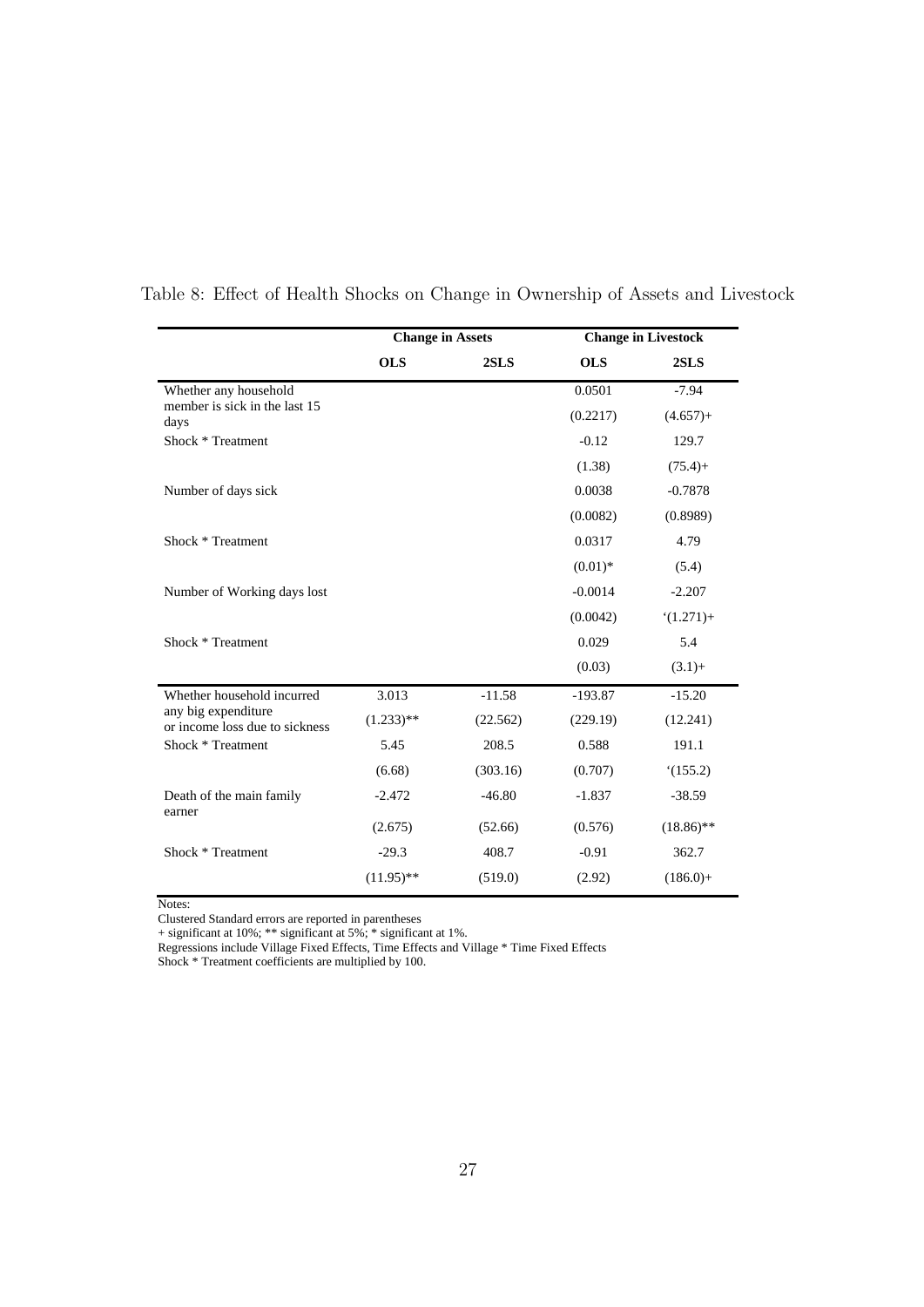Table 8: Effect of Health Shocks on Change in Ownership of Assets and Livestock

| | Change in Assets | | Change in Livestock | |
|---|---|---|---|---|
| | **OLS** | **2SLS** | **OLS** | **2SLS** |
| Whether any household member is sick in the last 15 days | | | 0.0501 | -7.94 |
| | | | (0.2217) | (4.657)+ |
| Shock * Treatment | | | -0.12 | 129.7 |
| | | | (1.38) | (75.4)+ |
| Number of days sick | | | 0.0038 | -0.7878 |
| | | | (0.0082) | (0.8989) |
| Shock * Treatment | | | 0.0317 | 4.79 |
| | | | (0.01)* | (5.4) |
| Number of Working days lost | | | -0.0014 | -2.207 |
| | | | (0.0042) | '(1.271)+ |
| Shock * Treatment | | | 0.029 | 5.4 |
| | | | (0.03) | (3.1)+ |
| Whether household incurred any big expenditure or income loss due to sickness | 3.013 | -11.58 | -193.87 | -15.20 |
| | (1.233)** | (22.562) | (229.19) | (12.241) |
| Shock * Treatment | 5.45 | 208.5 | 0.588 | 191.1 |
| | (6.68) | (303.16) | (0.707) | '(155.2) |
| Death of the main family earner | -2.472 | -46.80 | -1.837 | -38.59 |
| | (2.675) | (52.66) | (0.576) | (18.86)** |
| Shock * Treatment | -29.3 | 408.7 | -0.91 | 362.7 |
| | (11.95)** | (519.0) | (2.92) | (186.0)+ |

Notes:
Clustered Standard errors are reported in parentheses
+ significant at 10%; ** significant at 5%; * significant at 1%.
Regressions include Village Fixed Effects, Time Effects and Village * Time Fixed Effects
Shock * Treatment coefficients are multiplied by 100.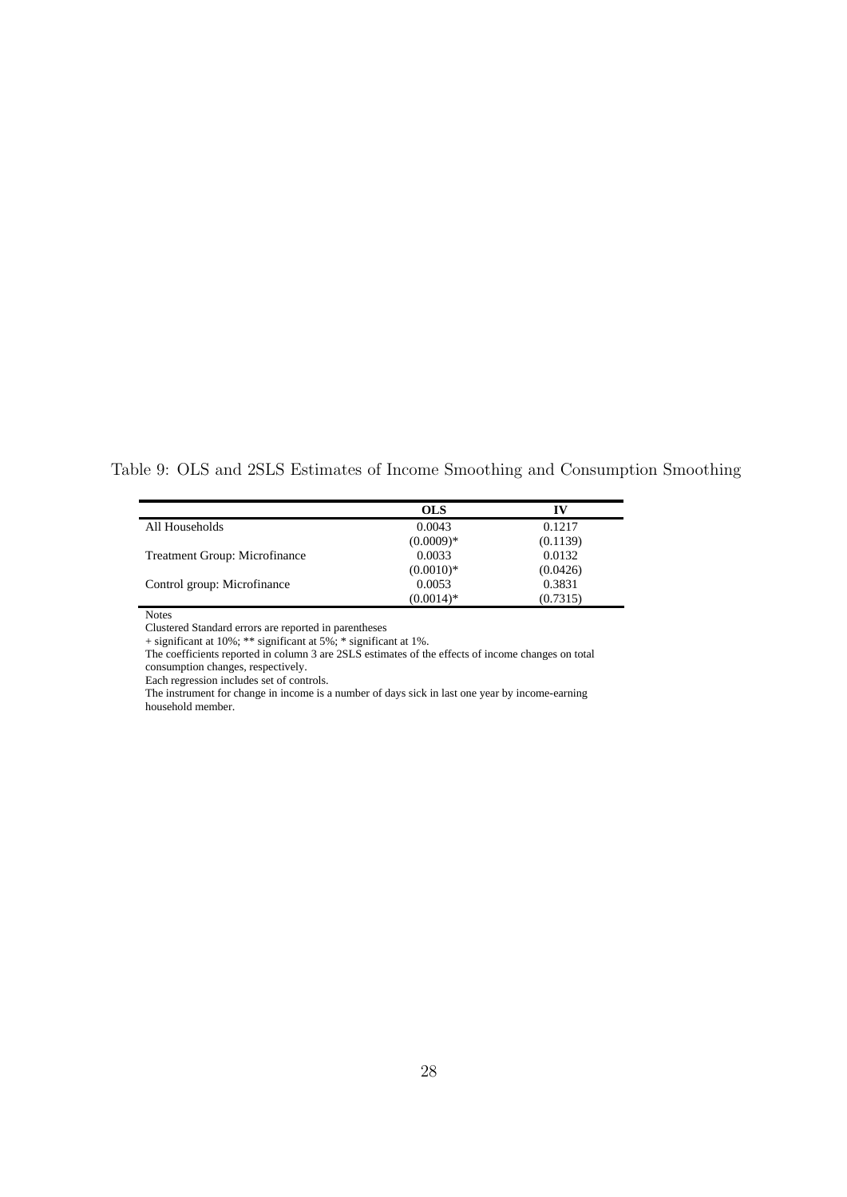Table 9: OLS and 2SLS Estimates of Income Smoothing and Consumption Smoothing

| | **OLS** | **IV** |
|---|---|---|
| All Households | 0.0043 | 0.1217 |
| | (0.0009)* | (0.1139) |
| Treatment Group: Microfinance | 0.0033 | 0.0132 |
| | (0.0010)* | (0.0426) |
| Control group: Microfinance | 0.0053 | 0.3831 |
| | (0.0014)* | (0.7315) |

Notes

Clustered Standard errors are reported in parentheses

+ significant at 10%; ** significant at 5%; * significant at 1%.

The coefficients reported in column 3 are 2SLS estimates of the effects of income changes on total consumption changes, respectively.

Each regression includes set of controls.

The instrument for change in income is a number of days sick in last one year by income-earning household member.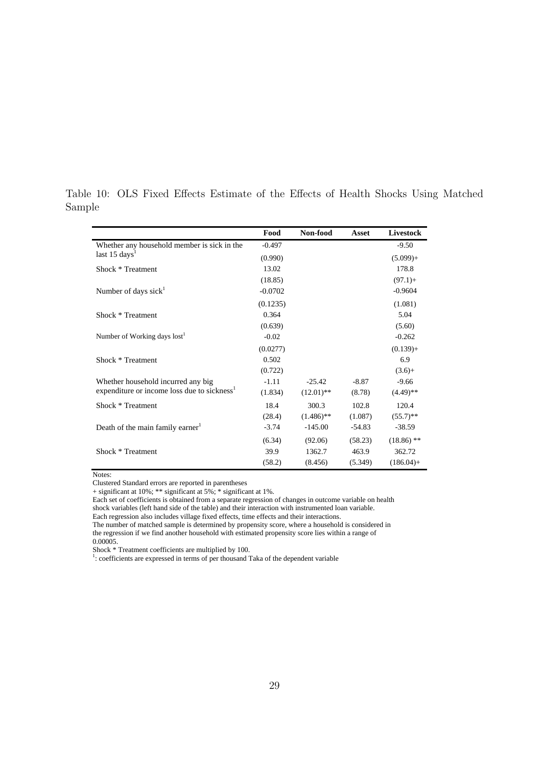Table 10: OLS Fixed Effects Estimate of the Effects of Health Shocks Using Matched Sample

| | Food | Non-food | Asset | Livestock |
|---|---|---|---|---|
| Whether any household member is sick in the last 15 days[1] | -0.497 | | | -9.50 |
| | (0.990) | | | (5.099)+ |
| Shock * Treatment | 13.02 | | | 178.8 |
| | (18.85) | | | (97.1)+ |
| Number of days sick[1] | -0.0702 | | | -0.9604 |
| | (0.1235) | | | (1.081) |
| Shock * Treatment | 0.364 | | | 5.04 |
| | (0.639) | | | (5.60) |
| Number of Working days lost[1] | -0.02 | | | -0.262 |
| | (0.0277) | | | (0.139)+ |
| Shock * Treatment | 0.502 | | | 6.9 |
| | (0.722) | | | (3.6)+ |
| Whether household incurred any big expenditure or income loss due to sickness[1] | -1.11 | -25.42 | -8.87 | -9.66 |
| | (1.834) | (12.01)** | (8.78) | (4.49)** |
| Shock * Treatment | 18.4 | 300.3 | 102.8 | 120.4 |
| | (28.4) | (1.486)** | (1.087) | (55.7)** |
| Death of the main family earner[1] | -3.74 | -145.00 | -54.83 | -38.59 |
| | (6.34) | (92.06) | (58.23) | (18.86) ** |
| Shock * Treatment | 39.9 | 1362.7 | 463.9 | 362.72 |
| | (58.2) | (8.456) | (5.349) | (186.04)+ |

Notes:
Clustered Standard errors are reported in parentheses
+ significant at 10%; ** significant at 5%; * significant at 1%.
Each set of coefficients is obtained from a separate regression of changes in outcome variable on health shock variables (left hand side of the table) and their interaction with instrumented loan variable.
Each regression also includes village fixed effects, time effects and their interactions.
The number of matched sample is determined by propensity score, where a household is considered in the regression if we find another household with estimated propensity score lies within a range of 0.00005.
Shock * Treatment coefficients are multiplied by 100.
[1]: coefficients are expressed in terms of per thousand Taka of the dependent variable